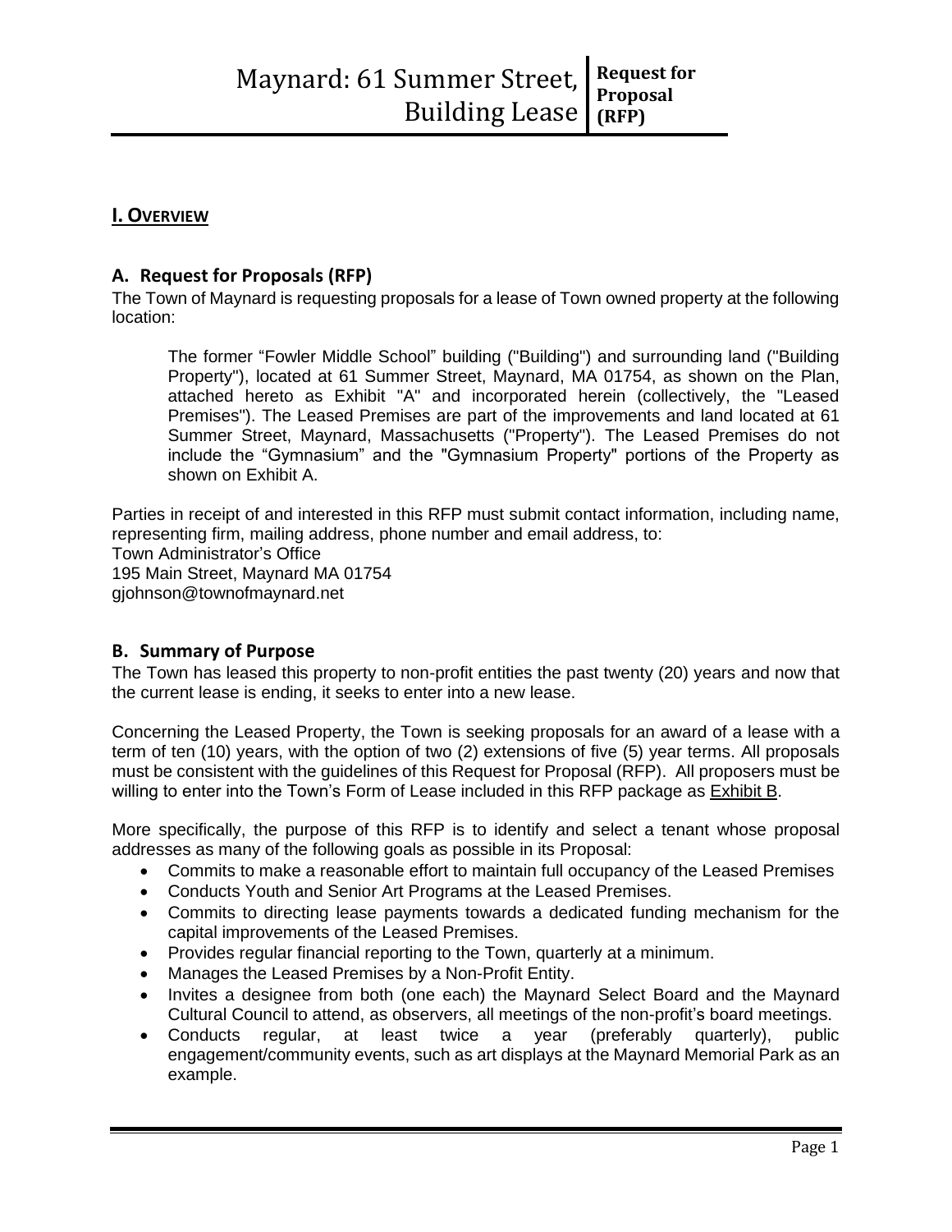## I. Overview

### A. Request for Proposals (RFP)

The Town of Maynard is requesting proposals for a lease of Town owned property at the following location:

> The former "Fowler Middle School" building ("Building") and surrounding land ("Building Property"), located at 61 Summer Street, Maynard, MA 01754, as shown on the Plan, attached hereto as Exhibit "A" and incorporated herein (collectively, the "Leased Premises"). The Leased Premises are part of the improvements and land located at 61 Summer Street, Maynard, Massachusetts ("Property"). The Leased Premises do not include the "Gymnasium" and the "Gymnasium Property" portions of the Property as shown on Exhibit A.

Parties in receipt of and interested in this RFP must submit contact information, including name, representing firm, mailing address, phone number and email address, to:
Town Administrator's Office
195 Main Street, Maynard MA 01754
gjohnson@townofmaynard.net

### B. Summary of Purpose

The Town has leased this property to non-profit entities the past twenty (20) years and now that the current lease is ending, it seeks to enter into a new lease.

Concerning the Leased Property, the Town is seeking proposals for an award of a lease with a term of ten (10) years, with the option of two (2) extensions of five (5) year terms. All proposals must be consistent with the guidelines of this Request for Proposal (RFP). All proposers must be willing to enter into the Town's Form of Lease included in this RFP package as Exhibit B.

More specifically, the purpose of this RFP is to identify and select a tenant whose proposal addresses as many of the following goals as possible in its Proposal:

- Commits to make a reasonable effort to maintain full occupancy of the Leased Premises
- Conducts Youth and Senior Art Programs at the Leased Premises.
- Commits to directing lease payments towards a dedicated funding mechanism for the capital improvements of the Leased Premises.
- Provides regular financial reporting to the Town, quarterly at a minimum.
- Manages the Leased Premises by a Non-Profit Entity.
- Invites a designee from both (one each) the Maynard Select Board and the Maynard Cultural Council to attend, as observers, all meetings of the non-profit's board meetings.
- Conducts regular, at least twice a year (preferably quarterly), public engagement/community events, such as art displays at the Maynard Memorial Park as an example.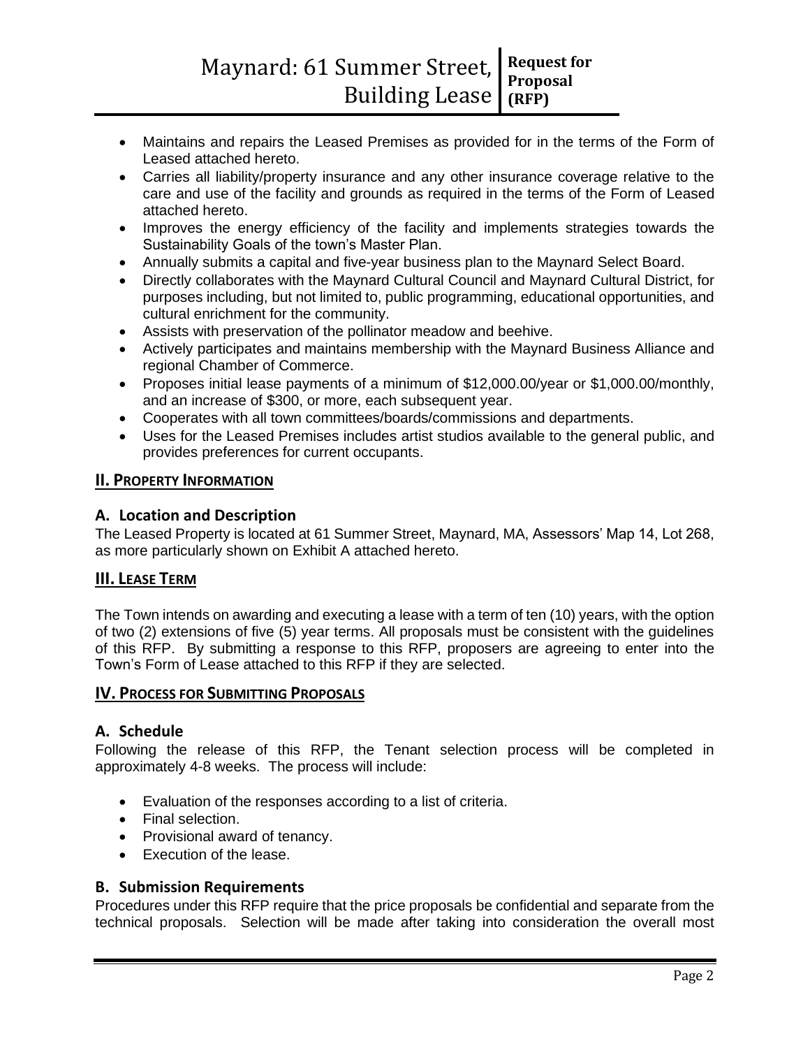- Maintains and repairs the Leased Premises as provided for in the terms of the Form of Leased attached hereto.
- Carries all liability/property insurance and any other insurance coverage relative to the care and use of the facility and grounds as required in the terms of the Form of Leased attached hereto.
- Improves the energy efficiency of the facility and implements strategies towards the Sustainability Goals of the town's Master Plan.
- Annually submits a capital and five-year business plan to the Maynard Select Board.
- Directly collaborates with the Maynard Cultural Council and Maynard Cultural District, for purposes including, but not limited to, public programming, educational opportunities, and cultural enrichment for the community.
- Assists with preservation of the pollinator meadow and beehive.
- Actively participates and maintains membership with the Maynard Business Alliance and regional Chamber of Commerce.
- Proposes initial lease payments of a minimum of $12,000.00/year or $1,000.00/monthly, and an increase of $300, or more, each subsequent year.
- Cooperates with all town committees/boards/commissions and departments.
- Uses for the Leased Premises includes artist studios available to the general public, and provides preferences for current occupants.

## II. PROPERTY INFORMATION

### A. Location and Description

The Leased Property is located at 61 Summer Street, Maynard, MA, Assessors' Map 14, Lot 268, as more particularly shown on Exhibit A attached hereto.

## III. LEASE TERM

The Town intends on awarding and executing a lease with a term of ten (10) years, with the option of two (2) extensions of five (5) year terms. All proposals must be consistent with the guidelines of this RFP. By submitting a response to this RFP, proposers are agreeing to enter into the Town's Form of Lease attached to this RFP if they are selected.

## IV. PROCESS FOR SUBMITTING PROPOSALS

### A. Schedule

Following the release of this RFP, the Tenant selection process will be completed in approximately 4-8 weeks. The process will include:

- Evaluation of the responses according to a list of criteria.
- Final selection.
- Provisional award of tenancy.
- Execution of the lease.

### B. Submission Requirements

Procedures under this RFP require that the price proposals be confidential and separate from the technical proposals. Selection will be made after taking into consideration the overall most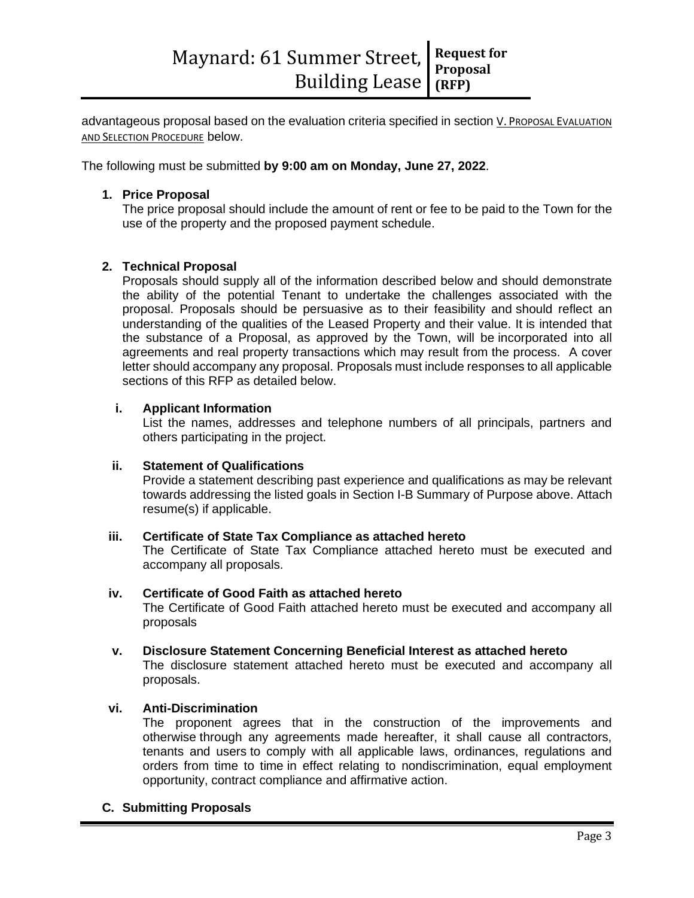advantageous proposal based on the evaluation criteria specified in section V. PROPOSAL EVALUATION AND SELECTION PROCEDURE below.

The following must be submitted **by 9:00 am on Monday, June 27, 2022**.

**1. Price Proposal**

The price proposal should include the amount of rent or fee to be paid to the Town for the use of the property and the proposed payment schedule.

**2. Technical Proposal**

Proposals should supply all of the information described below and should demonstrate the ability of the potential Tenant to undertake the challenges associated with the proposal. Proposals should be persuasive as to their feasibility and should reflect an understanding of the qualities of the Leased Property and their value. It is intended that the substance of a Proposal, as approved by the Town, will be incorporated into all agreements and real property transactions which may result from the process. A cover letter should accompany any proposal. Proposals must include responses to all applicable sections of this RFP as detailed below.

**i. Applicant Information**

List the names, addresses and telephone numbers of all principals, partners and others participating in the project.

**ii. Statement of Qualifications**

Provide a statement describing past experience and qualifications as may be relevant towards addressing the listed goals in Section I-B Summary of Purpose above. Attach resume(s) if applicable.

**iii. Certificate of State Tax Compliance as attached hereto**

The Certificate of State Tax Compliance attached hereto must be executed and accompany all proposals.

**iv. Certificate of Good Faith as attached hereto**

The Certificate of Good Faith attached hereto must be executed and accompany all proposals

**v. Disclosure Statement Concerning Beneficial Interest as attached hereto**

The disclosure statement attached hereto must be executed and accompany all proposals.

**vi. Anti-Discrimination**

The proponent agrees that in the construction of the improvements and otherwise through any agreements made hereafter, it shall cause all contractors, tenants and users to comply with all applicable laws, ordinances, regulations and orders from time to time in effect relating to nondiscrimination, equal employment opportunity, contract compliance and affirmative action.

**C. Submitting Proposals**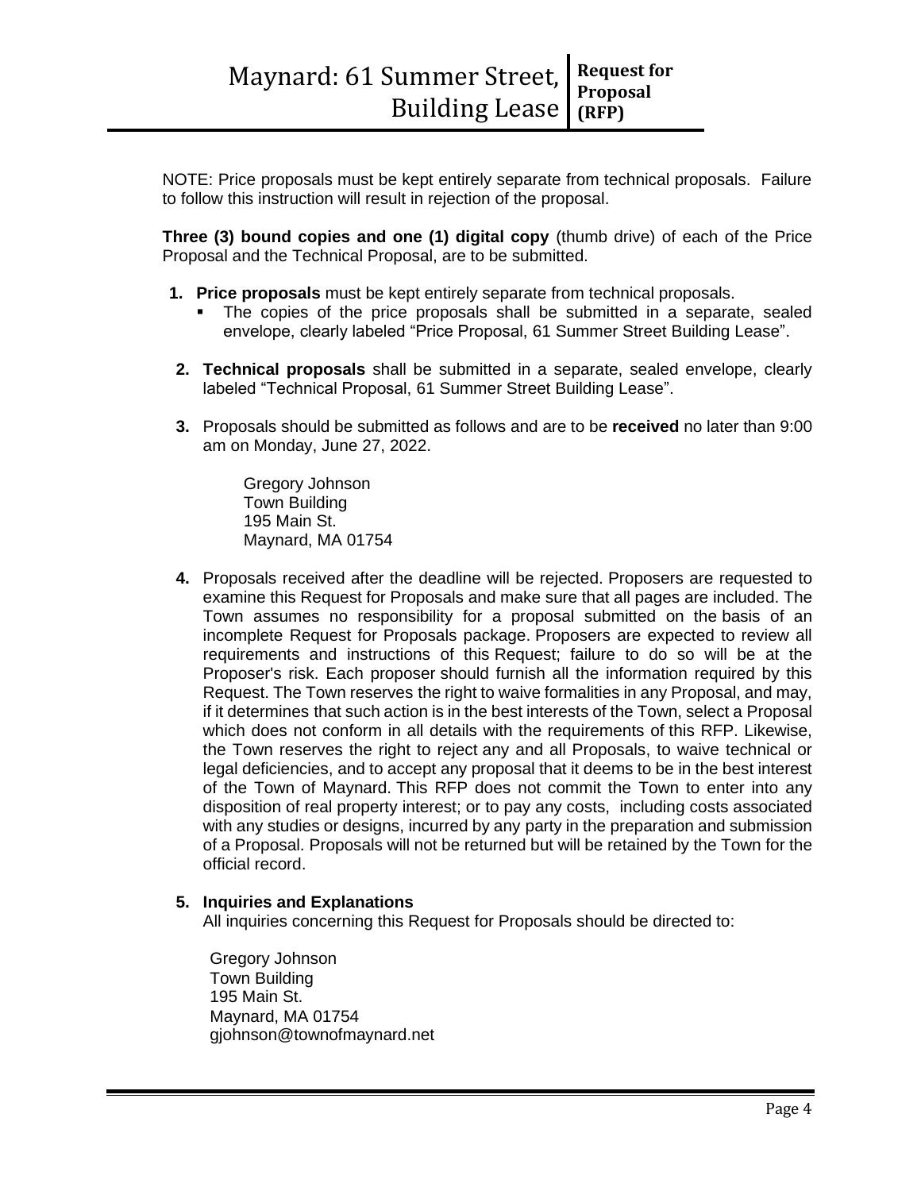NOTE: Price proposals must be kept entirely separate from technical proposals. Failure to follow this instruction will result in rejection of the proposal.

**Three (3) bound copies and one (1) digital copy** (thumb drive) of each of the Price Proposal and the Technical Proposal, are to be submitted.

1. **Price proposals** must be kept entirely separate from technical proposals.
   - The copies of the price proposals shall be submitted in a separate, sealed envelope, clearly labeled "Price Proposal, 61 Summer Street Building Lease".

2. **Technical proposals** shall be submitted in a separate, sealed envelope, clearly labeled "Technical Proposal, 61 Summer Street Building Lease".

3. Proposals should be submitted as follows and are to be **received** no later than 9:00 am on Monday, June 27, 2022.

   Gregory Johnson
   Town Building
   195 Main St.
   Maynard, MA 01754

4. Proposals received after the deadline will be rejected. Proposers are requested to examine this Request for Proposals and make sure that all pages are included. The Town assumes no responsibility for a proposal submitted on the basis of an incomplete Request for Proposals package. Proposers are expected to review all requirements and instructions of this Request; failure to do so will be at the Proposer's risk. Each proposer should furnish all the information required by this Request. The Town reserves the right to waive formalities in any Proposal, and may, if it determines that such action is in the best interests of the Town, select a Proposal which does not conform in all details with the requirements of this RFP. Likewise, the Town reserves the right to reject any and all Proposals, to waive technical or legal deficiencies, and to accept any proposal that it deems to be in the best interest of the Town of Maynard. This RFP does not commit the Town to enter into any disposition of real property interest; or to pay any costs, including costs associated with any studies or designs, incurred by any party in the preparation and submission of a Proposal. Proposals will not be returned but will be retained by the Town for the official record.

5. **Inquiries and Explanations**
   All inquiries concerning this Request for Proposals should be directed to:

   Gregory Johnson
   Town Building
   195 Main St.
   Maynard, MA 01754
   gjohnson@townofmaynard.net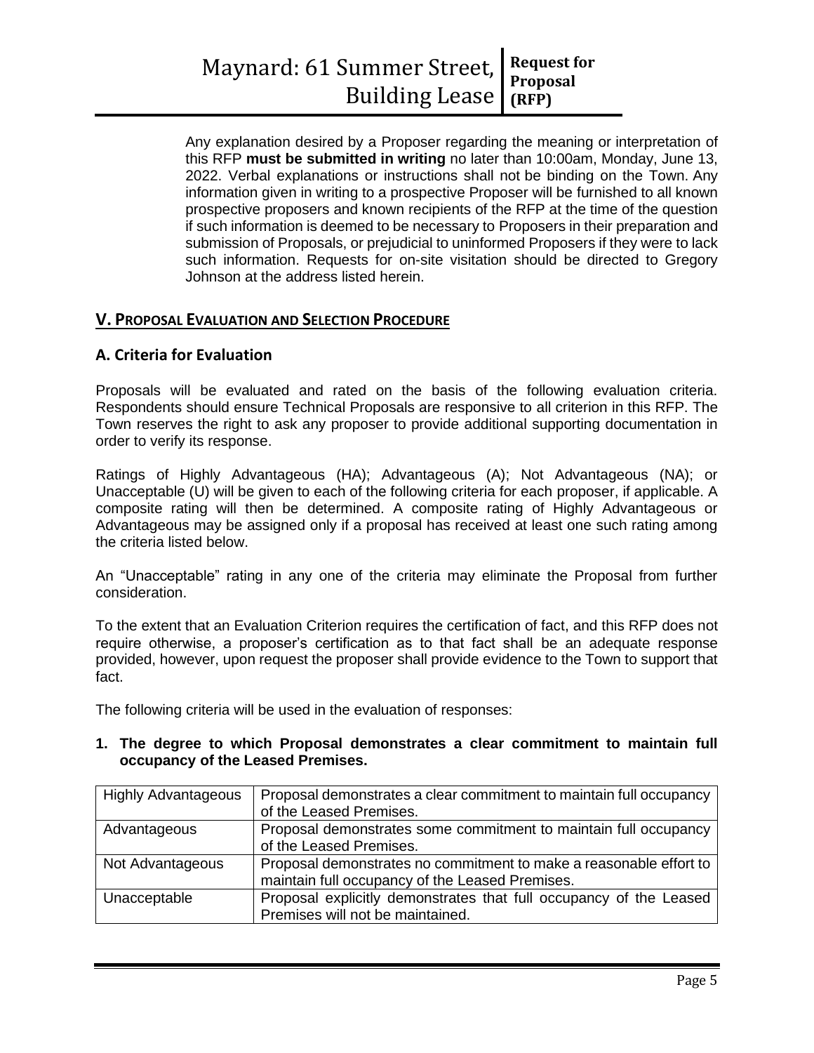Any explanation desired by a Proposer regarding the meaning or interpretation of this RFP **must be submitted in writing** no later than 10:00am, Monday, June 13, 2022. Verbal explanations or instructions shall not be binding on the Town. Any information given in writing to a prospective Proposer will be furnished to all known prospective proposers and known recipients of the RFP at the time of the question if such information is deemed to be necessary to Proposers in their preparation and submission of Proposals, or prejudicial to uninformed Proposers if they were to lack such information. Requests for on-site visitation should be directed to Gregory Johnson at the address listed herein.

## V. PROPOSAL EVALUATION AND SELECTION PROCEDURE

### A. Criteria for Evaluation

Proposals will be evaluated and rated on the basis of the following evaluation criteria. Respondents should ensure Technical Proposals are responsive to all criterion in this RFP. The Town reserves the right to ask any proposer to provide additional supporting documentation in order to verify its response.

Ratings of Highly Advantageous (HA); Advantageous (A); Not Advantageous (NA); or Unacceptable (U) will be given to each of the following criteria for each proposer, if applicable. A composite rating will then be determined. A composite rating of Highly Advantageous or Advantageous may be assigned only if a proposal has received at least one such rating among the criteria listed below.

An "Unacceptable" rating in any one of the criteria may eliminate the Proposal from further consideration.

To the extent that an Evaluation Criterion requires the certification of fact, and this RFP does not require otherwise, a proposer's certification as to that fact shall be an adequate response provided, however, upon request the proposer shall provide evidence to the Town to support that fact.

The following criteria will be used in the evaluation of responses:

**1. The degree to which Proposal demonstrates a clear commitment to maintain full occupancy of the Leased Premises.**

| Rating | Description |
|---|---|
| Highly Advantageous | Proposal demonstrates a clear commitment to maintain full occupancy of the Leased Premises. |
| Advantageous | Proposal demonstrates some commitment to maintain full occupancy of the Leased Premises. |
| Not Advantageous | Proposal demonstrates no commitment to make a reasonable effort to maintain full occupancy of the Leased Premises. |
| Unacceptable | Proposal explicitly demonstrates that full occupancy of the Leased Premises will not be maintained. |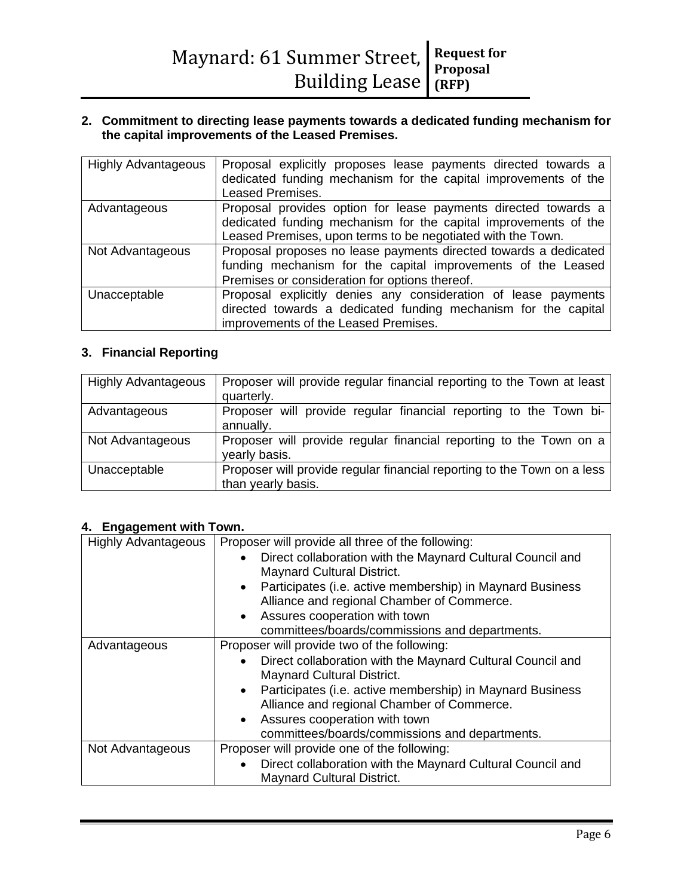**2. Commitment to directing lease payments towards a dedicated funding mechanism for the capital improvements of the Leased Premises.**

| | |
|---|---|
| Highly Advantageous | Proposal explicitly proposes lease payments directed towards a dedicated funding mechanism for the capital improvements of the Leased Premises. |
| Advantageous | Proposal provides option for lease payments directed towards a dedicated funding mechanism for the capital improvements of the Leased Premises, upon terms to be negotiated with the Town. |
| Not Advantageous | Proposal proposes no lease payments directed towards a dedicated funding mechanism for the capital improvements of the Leased Premises or consideration for options thereof. |
| Unacceptable | Proposal explicitly denies any consideration of lease payments directed towards a dedicated funding mechanism for the capital improvements of the Leased Premises. |

**3. Financial Reporting**

| | |
|---|---|
| Highly Advantageous | Proposer will provide regular financial reporting to the Town at least quarterly. |
| Advantageous | Proposer will provide regular financial reporting to the Town bi-annually. |
| Not Advantageous | Proposer will provide regular financial reporting to the Town on a yearly basis. |
| Unacceptable | Proposer will provide regular financial reporting to the Town on a less than yearly basis. |

**4. Engagement with Town.**

| | |
|---|---|
| Highly Advantageous | Proposer will provide all three of the following:<br>• Direct collaboration with the Maynard Cultural Council and Maynard Cultural District.<br>• Participates (i.e. active membership) in Maynard Business Alliance and regional Chamber of Commerce.<br>• Assures cooperation with town committees/boards/commissions and departments. |
| Advantageous | Proposer will provide two of the following:<br>• Direct collaboration with the Maynard Cultural Council and Maynard Cultural District.<br>• Participates (i.e. active membership) in Maynard Business Alliance and regional Chamber of Commerce.<br>• Assures cooperation with town committees/boards/commissions and departments. |
| Not Advantageous | Proposer will provide one of the following:<br>• Direct collaboration with the Maynard Cultural Council and Maynard Cultural District. |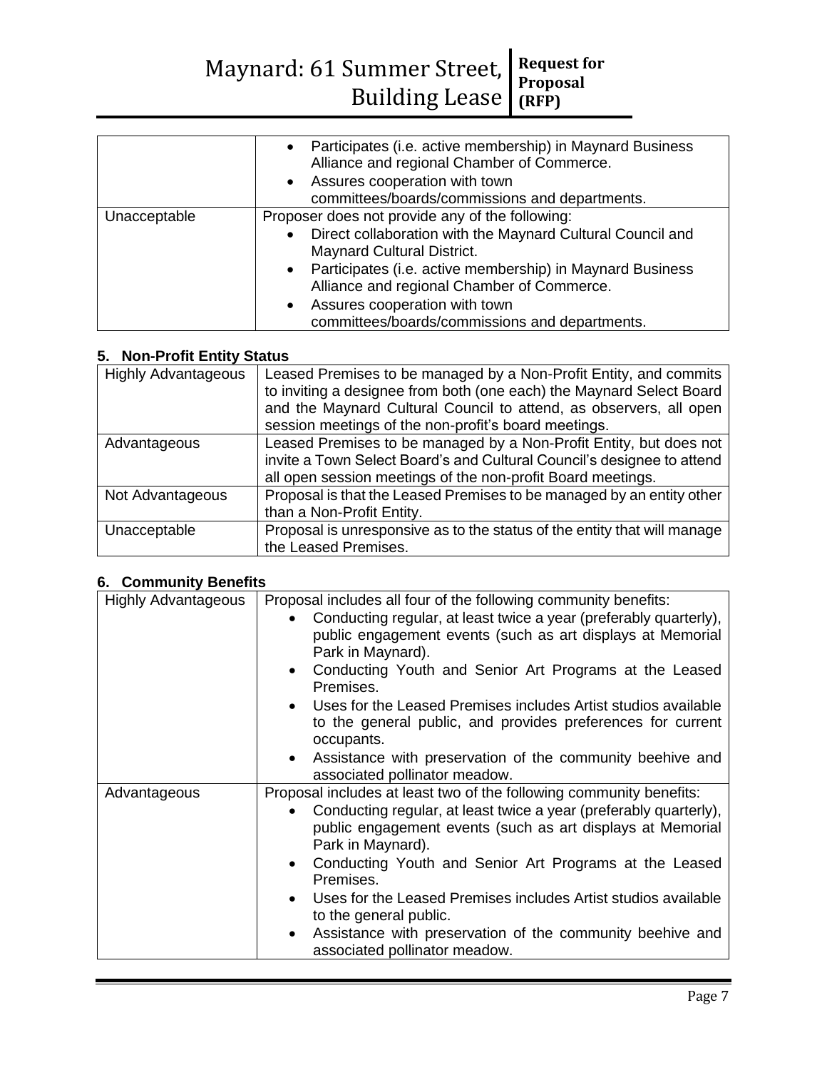| | |
|---|---|
| | • Participates (i.e. active membership) in Maynard Business Alliance and regional Chamber of Commerce.<br>• Assures cooperation with town committees/boards/commissions and departments. |
| Unacceptable | Proposer does not provide any of the following:<br>• Direct collaboration with the Maynard Cultural Council and Maynard Cultural District.<br>• Participates (i.e. active membership) in Maynard Business Alliance and regional Chamber of Commerce.<br>• Assures cooperation with town committees/boards/commissions and departments. |

### 5. Non-Profit Entity Status

| | |
|---|---|
| Highly Advantageous | Leased Premises to be managed by a Non-Profit Entity, and commits to inviting a designee from both (one each) the Maynard Select Board and the Maynard Cultural Council to attend, as observers, all open session meetings of the non-profit's board meetings. |
| Advantageous | Leased Premises to be managed by a Non-Profit Entity, but does not invite a Town Select Board's and Cultural Council's designee to attend all open session meetings of the non-profit Board meetings. |
| Not Advantageous | Proposal is that the Leased Premises to be managed by an entity other than a Non-Profit Entity. |
| Unacceptable | Proposal is unresponsive as to the status of the entity that will manage the Leased Premises. |

### 6. Community Benefits

| | |
|---|---|
| Highly Advantageous | Proposal includes all four of the following community benefits:<br>• Conducting regular, at least twice a year (preferably quarterly), public engagement events (such as art displays at Memorial Park in Maynard).<br>• Conducting Youth and Senior Art Programs at the Leased Premises.<br>• Uses for the Leased Premises includes Artist studios available to the general public, and provides preferences for current occupants.<br>• Assistance with preservation of the community beehive and associated pollinator meadow. |
| Advantageous | Proposal includes at least two of the following community benefits:<br>• Conducting regular, at least twice a year (preferably quarterly), public engagement events (such as art displays at Memorial Park in Maynard).<br>• Conducting Youth and Senior Art Programs at the Leased Premises.<br>• Uses for the Leased Premises includes Artist studios available to the general public.<br>• Assistance with preservation of the community beehive and associated pollinator meadow. |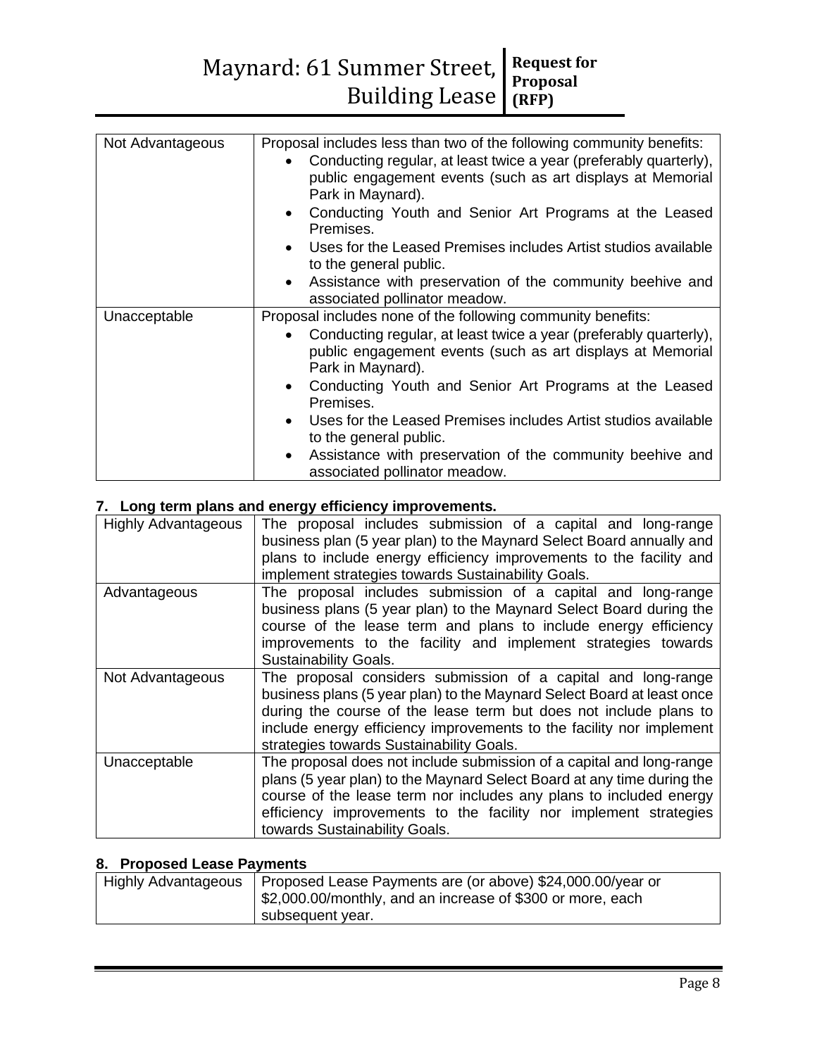| | |
|---|---|
| Not Advantageous | Proposal includes less than two of the following community benefits:<br>• Conducting regular, at least twice a year (preferably quarterly), public engagement events (such as art displays at Memorial Park in Maynard).<br>• Conducting Youth and Senior Art Programs at the Leased Premises.<br>• Uses for the Leased Premises includes Artist studios available to the general public.<br>• Assistance with preservation of the community beehive and associated pollinator meadow. |
| Unacceptable | Proposal includes none of the following community benefits:<br>• Conducting regular, at least twice a year (preferably quarterly), public engagement events (such as art displays at Memorial Park in Maynard).<br>• Conducting Youth and Senior Art Programs at the Leased Premises.<br>• Uses for the Leased Premises includes Artist studios available to the general public.<br>• Assistance with preservation of the community beehive and associated pollinator meadow. |

**7. Long term plans and energy efficiency improvements.**

| | |
|---|---|
| Highly Advantageous | The proposal includes submission of a capital and long-range business plan (5 year plan) to the Maynard Select Board annually and plans to include energy efficiency improvements to the facility and implement strategies towards Sustainability Goals. |
| Advantageous | The proposal includes submission of a capital and long-range business plans (5 year plan) to the Maynard Select Board during the course of the lease term and plans to include energy efficiency improvements to the facility and implement strategies towards Sustainability Goals. |
| Not Advantageous | The proposal considers submission of a capital and long-range business plans (5 year plan) to the Maynard Select Board at least once during the course of the lease term but does not include plans to include energy efficiency improvements to the facility nor implement strategies towards Sustainability Goals. |
| Unacceptable | The proposal does not include submission of a capital and long-range plans (5 year plan) to the Maynard Select Board at any time during the course of the lease term nor includes any plans to included energy efficiency improvements to the facility nor implement strategies towards Sustainability Goals. |

**8. Proposed Lease Payments**

| | |
|---|---|
| Highly Advantageous | Proposed Lease Payments are (or above) \$24,000.00/year or \$2,000.00/monthly, and an increase of \$300 or more, each subsequent year. |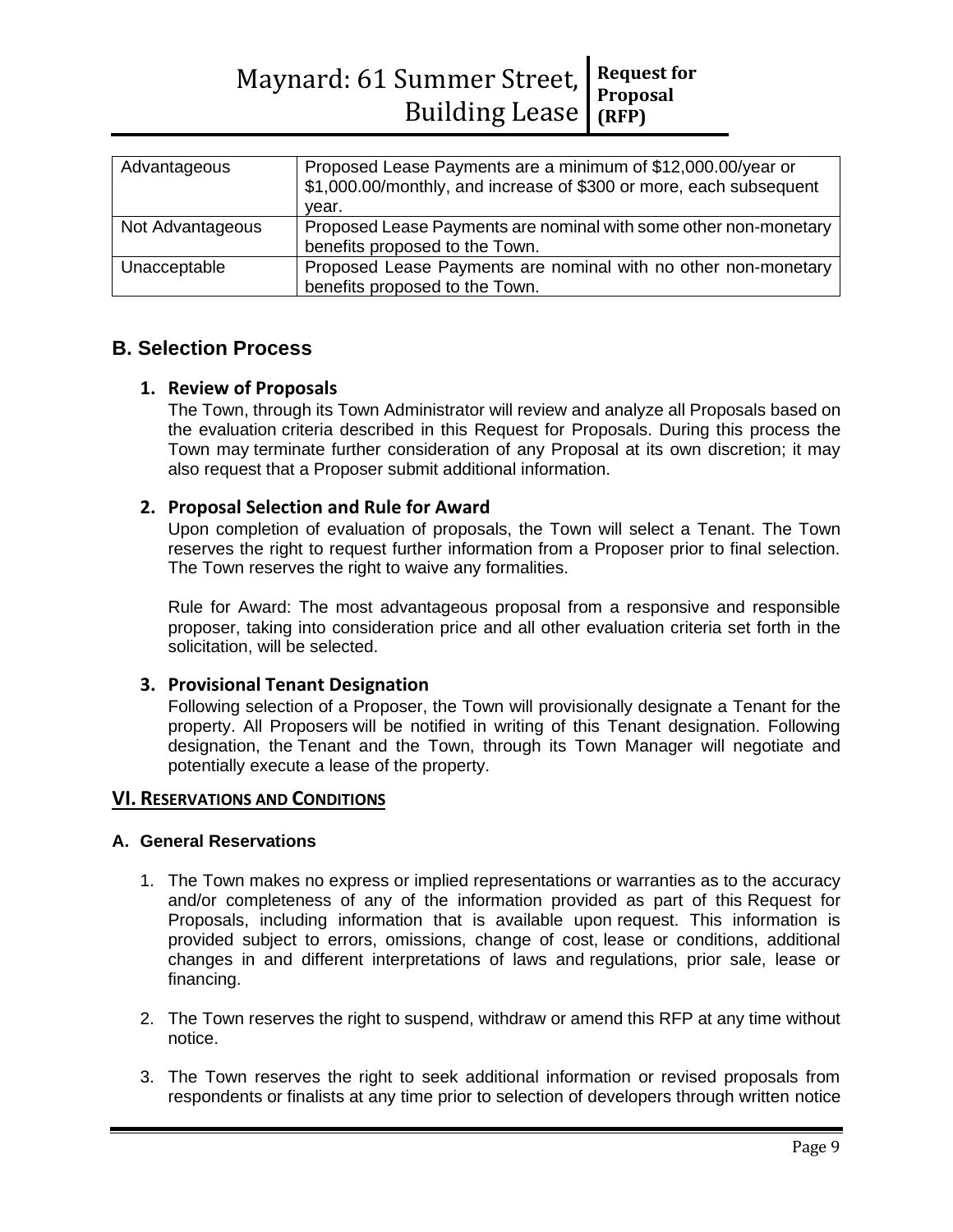| Advantageous | Proposed Lease Payments are a minimum of $12,000.00/year or $1,000.00/monthly, and increase of $300 or more, each subsequent year. |
|---|---|
| Not Advantageous | Proposed Lease Payments are nominal with some other non-monetary benefits proposed to the Town. |
| Unacceptable | Proposed Lease Payments are nominal with no other non-monetary benefits proposed to the Town. |

## B. Selection Process

### 1. Review of Proposals

The Town, through its Town Administrator will review and analyze all Proposals based on the evaluation criteria described in this Request for Proposals. During this process the Town may terminate further consideration of any Proposal at its own discretion; it may also request that a Proposer submit additional information.

### 2. Proposal Selection and Rule for Award

Upon completion of evaluation of proposals, the Town will select a Tenant. The Town reserves the right to request further information from a Proposer prior to final selection. The Town reserves the right to waive any formalities.

Rule for Award: The most advantageous proposal from a responsive and responsible proposer, taking into consideration price and all other evaluation criteria set forth in the solicitation, will be selected.

### 3. Provisional Tenant Designation

Following selection of a Proposer, the Town will provisionally designate a Tenant for the property. All Proposers will be notified in writing of this Tenant designation. Following designation, the Tenant and the Town, through its Town Manager will negotiate and potentially execute a lease of the property.

## VI. Reservations and Conditions

### A. General Reservations

1. The Town makes no express or implied representations or warranties as to the accuracy and/or completeness of any of the information provided as part of this Request for Proposals, including information that is available upon request. This information is provided subject to errors, omissions, change of cost, lease or conditions, additional changes in and different interpretations of laws and regulations, prior sale, lease or financing.

2. The Town reserves the right to suspend, withdraw or amend this RFP at any time without notice.

3. The Town reserves the right to seek additional information or revised proposals from respondents or finalists at any time prior to selection of developers through written notice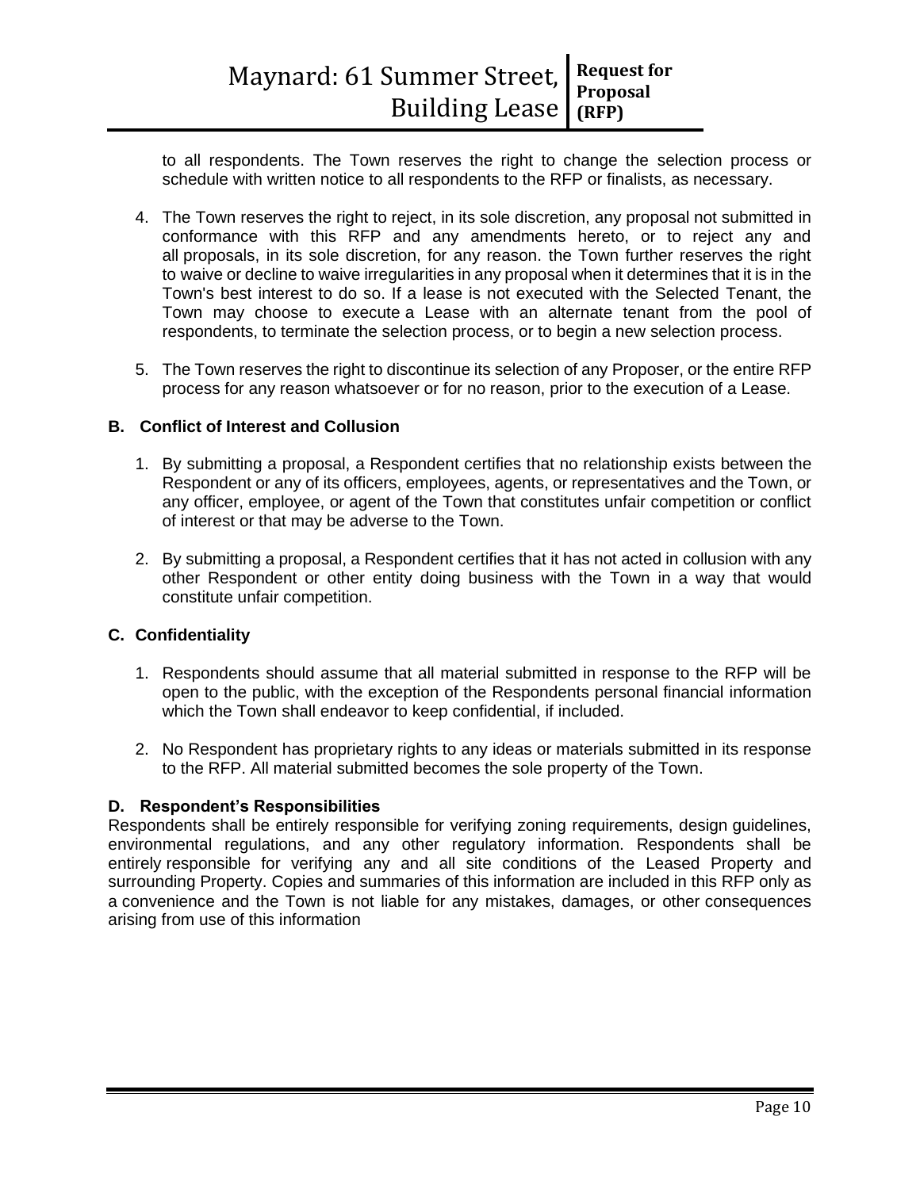to all respondents. The Town reserves the right to change the selection process or schedule with written notice to all respondents to the RFP or finalists, as necessary.

4. The Town reserves the right to reject, in its sole discretion, any proposal not submitted in conformance with this RFP and any amendments hereto, or to reject any and all proposals, in its sole discretion, for any reason. the Town further reserves the right to waive or decline to waive irregularities in any proposal when it determines that it is in the Town's best interest to do so. If a lease is not executed with the Selected Tenant, the Town may choose to execute a Lease with an alternate tenant from the pool of respondents, to terminate the selection process, or to begin a new selection process.

5. The Town reserves the right to discontinue its selection of any Proposer, or the entire RFP process for any reason whatsoever or for no reason, prior to the execution of a Lease.

### B. Conflict of Interest and Collusion

1. By submitting a proposal, a Respondent certifies that no relationship exists between the Respondent or any of its officers, employees, agents, or representatives and the Town, or any officer, employee, or agent of the Town that constitutes unfair competition or conflict of interest or that may be adverse to the Town.

2. By submitting a proposal, a Respondent certifies that it has not acted in collusion with any other Respondent or other entity doing business with the Town in a way that would constitute unfair competition.

### C. Confidentiality

1. Respondents should assume that all material submitted in response to the RFP will be open to the public, with the exception of the Respondents personal financial information which the Town shall endeavor to keep confidential, if included.

2. No Respondent has proprietary rights to any ideas or materials submitted in its response to the RFP. All material submitted becomes the sole property of the Town.

### D. Respondent's Responsibilities

Respondents shall be entirely responsible for verifying zoning requirements, design guidelines, environmental regulations, and any other regulatory information. Respondents shall be entirely responsible for verifying any and all site conditions of the Leased Property and surrounding Property. Copies and summaries of this information are included in this RFP only as a convenience and the Town is not liable for any mistakes, damages, or other consequences arising from use of this information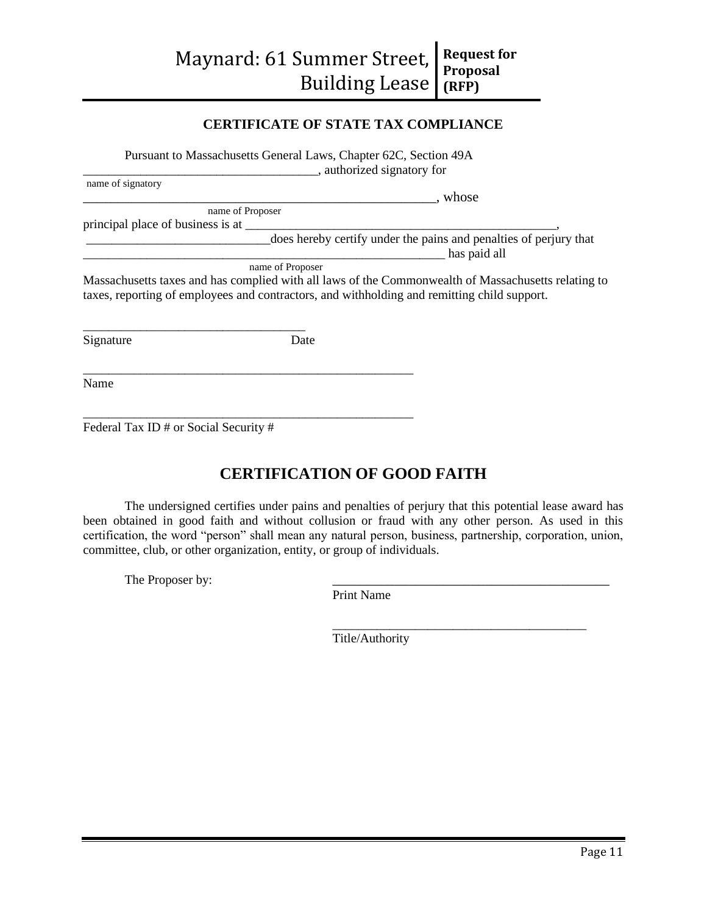## CERTIFICATE OF STATE TAX COMPLIANCE

Pursuant to Massachusetts General Laws, Chapter 62C, Section 49A
______________________________________, authorized signatory for
name of signatory
_________________________________________________________, whose
name of Proposer
principal place of business is at __________________________________________________,
_____________________________does hereby certify under the pains and penalties of perjury that
___________________________________________________________ has paid all
name of Proposer
Massachusetts taxes and has complied with all laws of the Commonwealth of Massachusetts relating to taxes, reporting of employees and contractors, and withholding and remitting child support.

____________________________________
Signature Date

______________________________________________________
Name

______________________________________________________
Federal Tax ID # or Social Security #

## CERTIFICATION OF GOOD FAITH

The undersigned certifies under pains and penalties of perjury that this potential lease award has been obtained in good faith and without collusion or fraud with any other person. As used in this certification, the word "person" shall mean any natural person, business, partnership, corporation, union, committee, club, or other organization, entity, or group of individuals.

The Proposer by: _____________________________________________
Print Name

_________________________________________
Title/Authority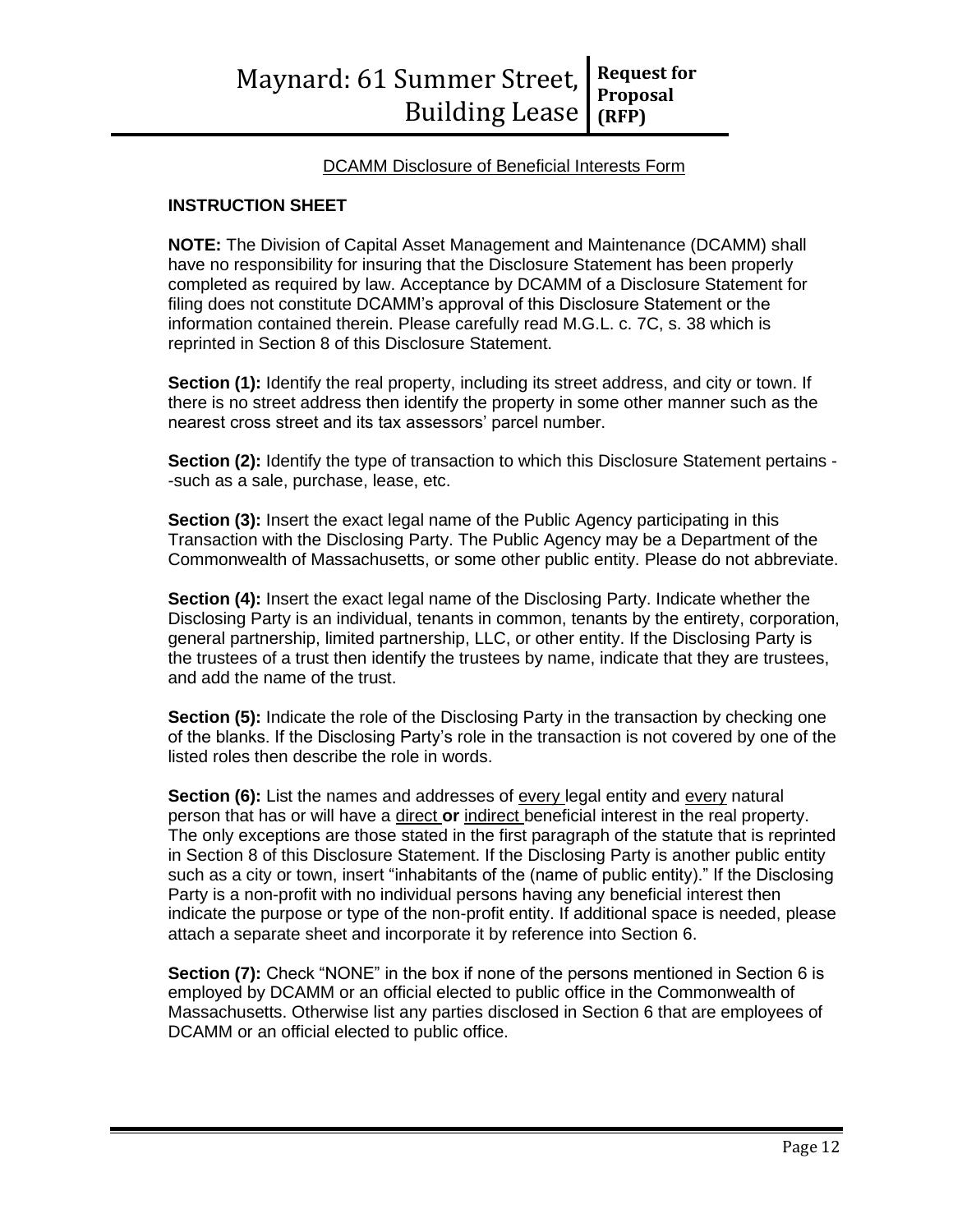DCAMM Disclosure of Beneficial Interests Form

**INSTRUCTION SHEET**

**NOTE:** The Division of Capital Asset Management and Maintenance (DCAMM) shall have no responsibility for insuring that the Disclosure Statement has been properly completed as required by law. Acceptance by DCAMM of a Disclosure Statement for filing does not constitute DCAMM's approval of this Disclosure Statement or the information contained therein. Please carefully read M.G.L. c. 7C, s. 38 which is reprinted in Section 8 of this Disclosure Statement.

**Section (1):** Identify the real property, including its street address, and city or town. If there is no street address then identify the property in some other manner such as the nearest cross street and its tax assessors' parcel number.

**Section (2):** Identify the type of transaction to which this Disclosure Statement pertains --such as a sale, purchase, lease, etc.

**Section (3):** Insert the exact legal name of the Public Agency participating in this Transaction with the Disclosing Party. The Public Agency may be a Department of the Commonwealth of Massachusetts, or some other public entity. Please do not abbreviate.

**Section (4):** Insert the exact legal name of the Disclosing Party. Indicate whether the Disclosing Party is an individual, tenants in common, tenants by the entirety, corporation, general partnership, limited partnership, LLC, or other entity. If the Disclosing Party is the trustees of a trust then identify the trustees by name, indicate that they are trustees, and add the name of the trust.

**Section (5):** Indicate the role of the Disclosing Party in the transaction by checking one of the blanks. If the Disclosing Party's role in the transaction is not covered by one of the listed roles then describe the role in words.

**Section (6):** List the names and addresses of every legal entity and every natural person that has or will have a direct **or** indirect beneficial interest in the real property. The only exceptions are those stated in the first paragraph of the statute that is reprinted in Section 8 of this Disclosure Statement. If the Disclosing Party is another public entity such as a city or town, insert "inhabitants of the (name of public entity)." If the Disclosing Party is a non-profit with no individual persons having any beneficial interest then indicate the purpose or type of the non-profit entity. If additional space is needed, please attach a separate sheet and incorporate it by reference into Section 6.

**Section (7):** Check "NONE" in the box if none of the persons mentioned in Section 6 is employed by DCAMM or an official elected to public office in the Commonwealth of Massachusetts. Otherwise list any parties disclosed in Section 6 that are employees of DCAMM or an official elected to public office.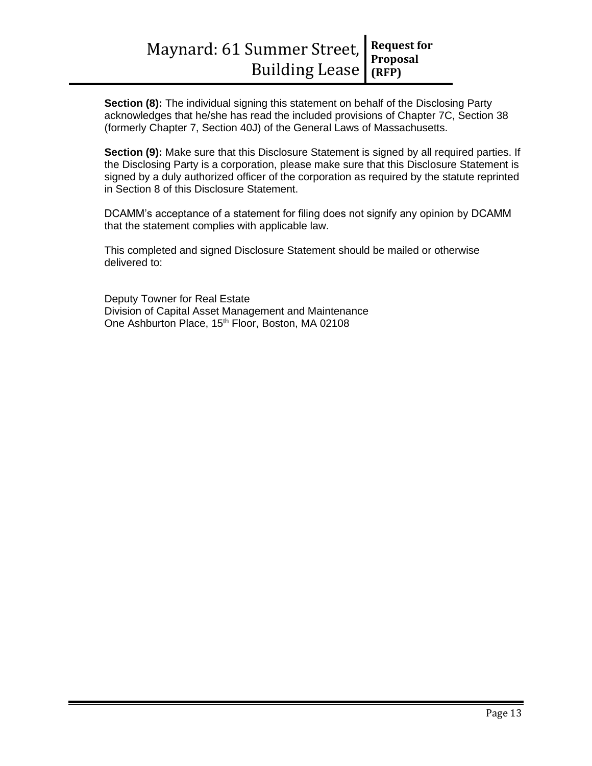**Section (8):** The individual signing this statement on behalf of the Disclosing Party acknowledges that he/she has read the included provisions of Chapter 7C, Section 38 (formerly Chapter 7, Section 40J) of the General Laws of Massachusetts.

**Section (9):** Make sure that this Disclosure Statement is signed by all required parties. If the Disclosing Party is a corporation, please make sure that this Disclosure Statement is signed by a duly authorized officer of the corporation as required by the statute reprinted in Section 8 of this Disclosure Statement.

DCAMM's acceptance of a statement for filing does not signify any opinion by DCAMM that the statement complies with applicable law.

This completed and signed Disclosure Statement should be mailed or otherwise delivered to:

Deputy Towner for Real Estate
Division of Capital Asset Management and Maintenance
One Ashburton Place, 15th Floor, Boston, MA 02108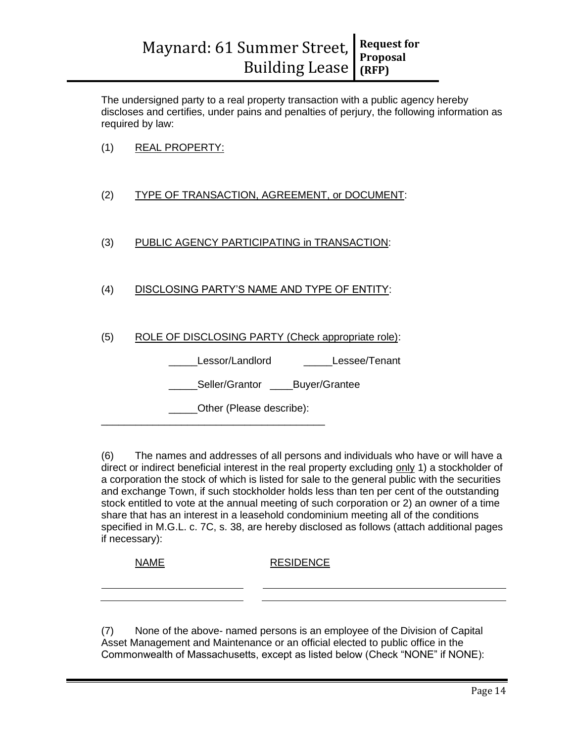The undersigned party to a real property transaction with a public agency hereby discloses and certifies, under pains and penalties of perjury, the following information as required by law:

(1) <u>REAL PROPERTY:</u>

(2) <u>TYPE OF TRANSACTION, AGREEMENT, or DOCUMENT</u>:

(3) <u>PUBLIC AGENCY PARTICIPATING in TRANSACTION</u>:

(4) <u>DISCLOSING PARTY'S NAME AND TYPE OF ENTITY</u>:

(5) <u>ROLE OF DISCLOSING PARTY (Check appropriate role)</u>:

_____Lessor/Landlord _____Lessee/Tenant

_____Seller/Grantor ____Buyer/Grantee

_____Other (Please describe):
_______________________________________

(6) The names and addresses of all persons and individuals who have or will have a direct or indirect beneficial interest in the real property excluding <u>only</u> 1) a stockholder of a corporation the stock of which is listed for sale to the general public with the securities and exchange Town, if such stockholder holds less than ten per cent of the outstanding stock entitled to vote at the annual meeting of such corporation or 2) an owner of a time share that has an interest in a leasehold condominium meeting all of the conditions specified in M.G.L. c. 7C, s. 38, are hereby disclosed as follows (attach additional pages if necessary):

| <u>NAME</u> | <u>RESIDENCE</u> |
|---|---|
| | |
| | |

(7) None of the above- named persons is an employee of the Division of Capital Asset Management and Maintenance or an official elected to public office in the Commonwealth of Massachusetts, except as listed below (Check "NONE" if NONE):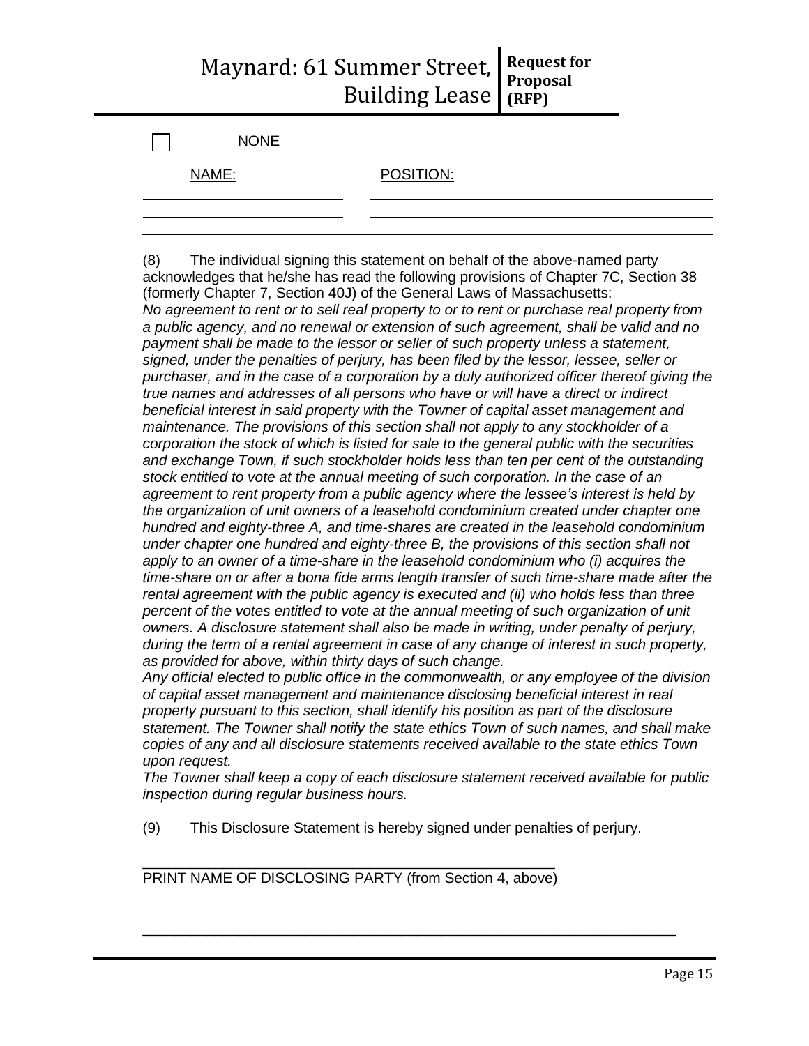☐ NONE

| NAME: | POSITION: |
|---|---|
| | |
| | |

(8) The individual signing this statement on behalf of the above-named party acknowledges that he/she has read the following provisions of Chapter 7C, Section 38 (formerly Chapter 7, Section 40J) of the General Laws of Massachusetts:

*No agreement to rent or to sell real property to or to rent or purchase real property from a public agency, and no renewal or extension of such agreement, shall be valid and no payment shall be made to the lessor or seller of such property unless a statement, signed, under the penalties of perjury, has been filed by the lessor, lessee, seller or purchaser, and in the case of a corporation by a duly authorized officer thereof giving the true names and addresses of all persons who have or will have a direct or indirect beneficial interest in said property with the Towner of capital asset management and maintenance. The provisions of this section shall not apply to any stockholder of a corporation the stock of which is listed for sale to the general public with the securities and exchange Town, if such stockholder holds less than ten per cent of the outstanding stock entitled to vote at the annual meeting of such corporation. In the case of an agreement to rent property from a public agency where the lessee's interest is held by the organization of unit owners of a leasehold condominium created under chapter one hundred and eighty-three A, and time-shares are created in the leasehold condominium under chapter one hundred and eighty-three B, the provisions of this section shall not apply to an owner of a time-share in the leasehold condominium who (i) acquires the time-share on or after a bona fide arms length transfer of such time-share made after the rental agreement with the public agency is executed and (ii) who holds less than three percent of the votes entitled to vote at the annual meeting of such organization of unit owners. A disclosure statement shall also be made in writing, under penalty of perjury, during the term of a rental agreement in case of any change of interest in such property, as provided for above, within thirty days of such change.*

*Any official elected to public office in the commonwealth, or any employee of the division of capital asset management and maintenance disclosing beneficial interest in real property pursuant to this section, shall identify his position as part of the disclosure statement. The Towner shall notify the state ethics Town of such names, and shall make copies of any and all disclosure statements received available to the state ethics Town upon request.*

*The Towner shall keep a copy of each disclosure statement received available for public inspection during regular business hours.*

(9) This Disclosure Statement is hereby signed under penalties of perjury.

\_\_\_\_\_\_\_\_\_\_\_\_\_\_\_\_\_\_\_\_\_\_\_\_\_\_\_\_\_\_\_\_\_\_\_\_\_\_\_\_\_\_\_\_\_\_\_\_\_\_\_\_\_\_

PRINT NAME OF DISCLOSING PARTY (from Section 4, above)

\_\_\_\_\_\_\_\_\_\_\_\_\_\_\_\_\_\_\_\_\_\_\_\_\_\_\_\_\_\_\_\_\_\_\_\_\_\_\_\_\_\_\_\_\_\_\_\_\_\_\_\_\_\_\_\_\_\_\_\_\_\_\_\_\_\_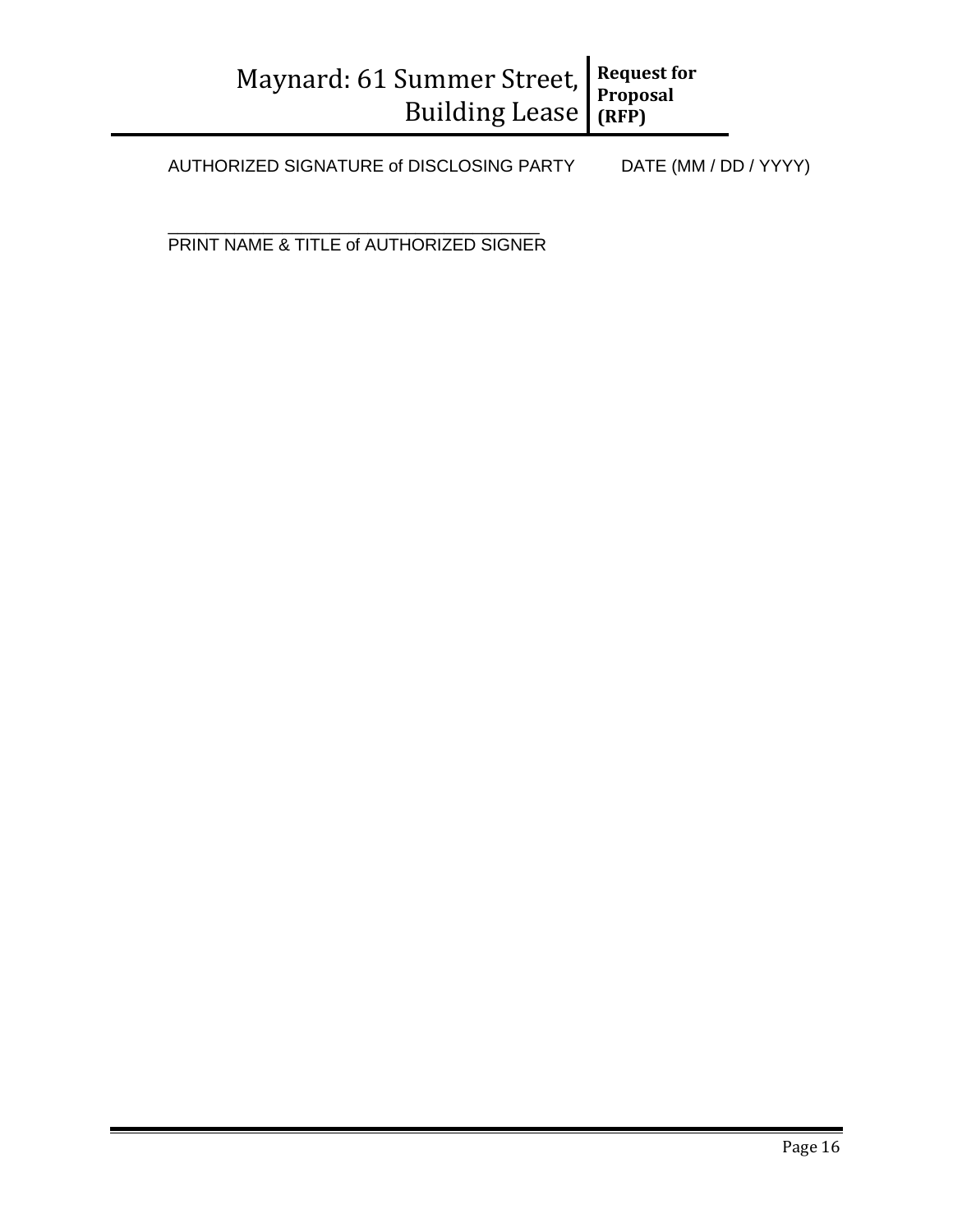AUTHORIZED SIGNATURE of DISCLOSING PARTY        DATE (MM / DD / YYYY)

\_\_\_\_\_\_\_\_\_\_\_\_\_\_\_\_\_\_\_\_\_\_\_\_\_\_\_\_\_\_\_\_\_\_\_\_\_\_\_\_
PRINT NAME & TITLE of AUTHORIZED SIGNER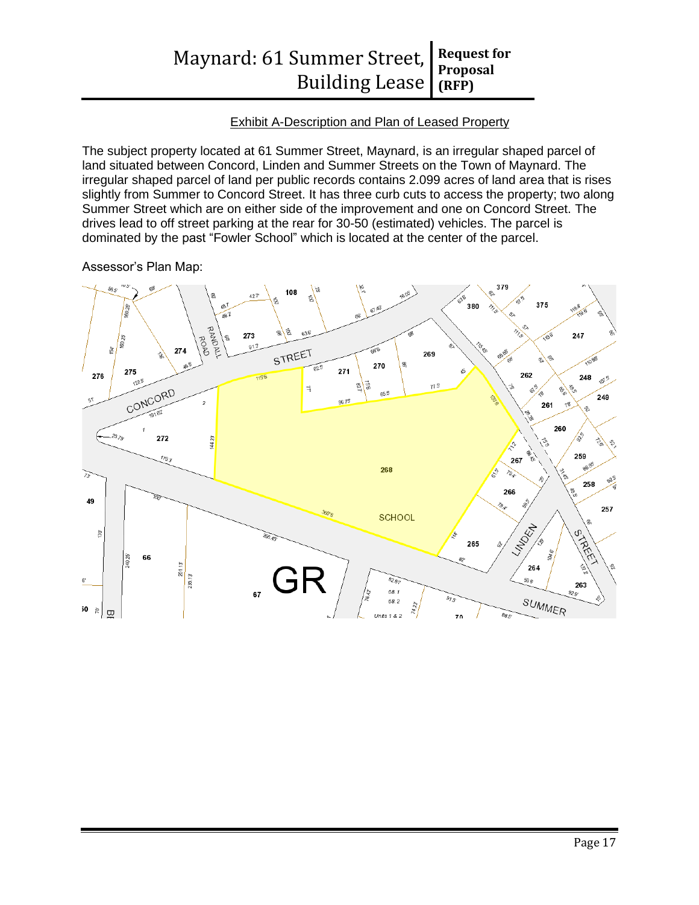### Exhibit A-Description and Plan of Leased Property

The subject property located at 61 Summer Street, Maynard, is an irregular shaped parcel of land situated between Concord, Linden and Summer Streets on the Town of Maynard. The irregular shaped parcel of land per public records contains 2.099 acres of land area that is rises slightly from Summer to Concord Street. It has three curb cuts to access the property; two along Summer Street which are on either side of the improvement and one on Concord Street. The drives lead to off street parking at the rear for 30-50 (estimated) vehicles. The parcel is dominated by the past "Fowler School" which is located at the center of the parcel.

Assessor's Plan Map: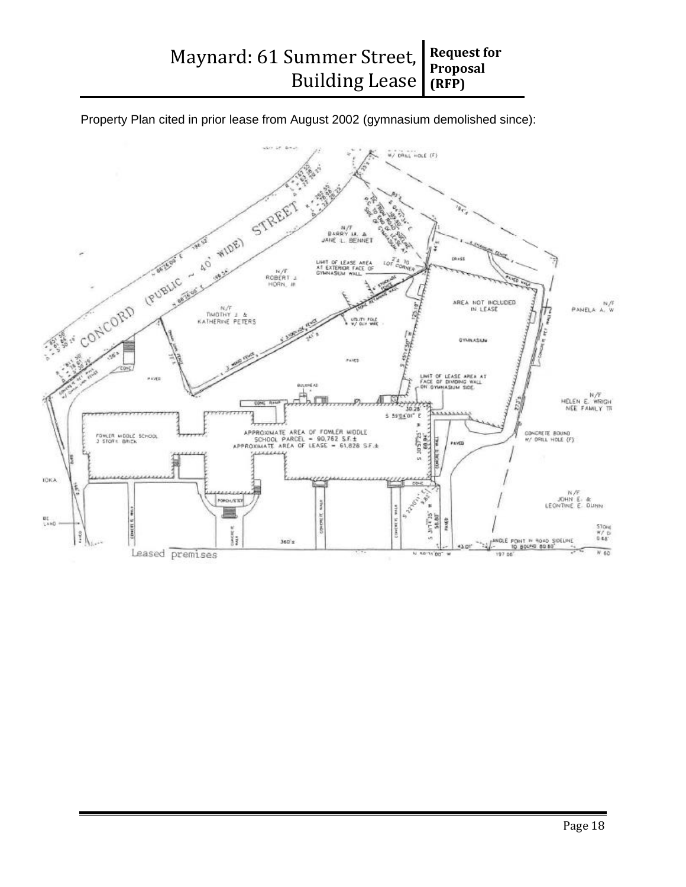Property Plan cited in prior lease from August 2002 (gymnasium demolished since):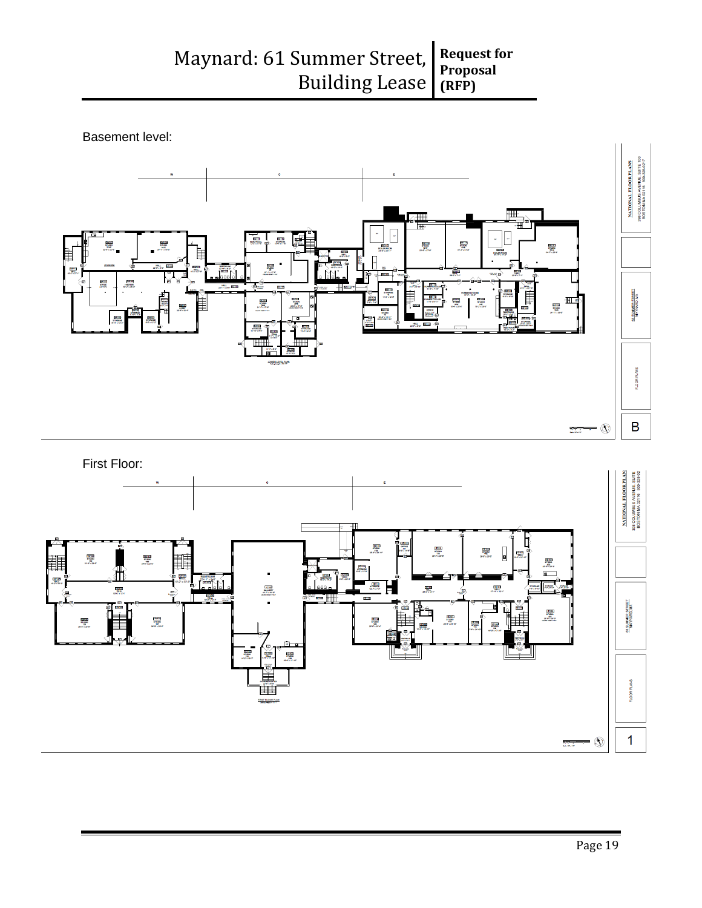Basement level:

First Floor: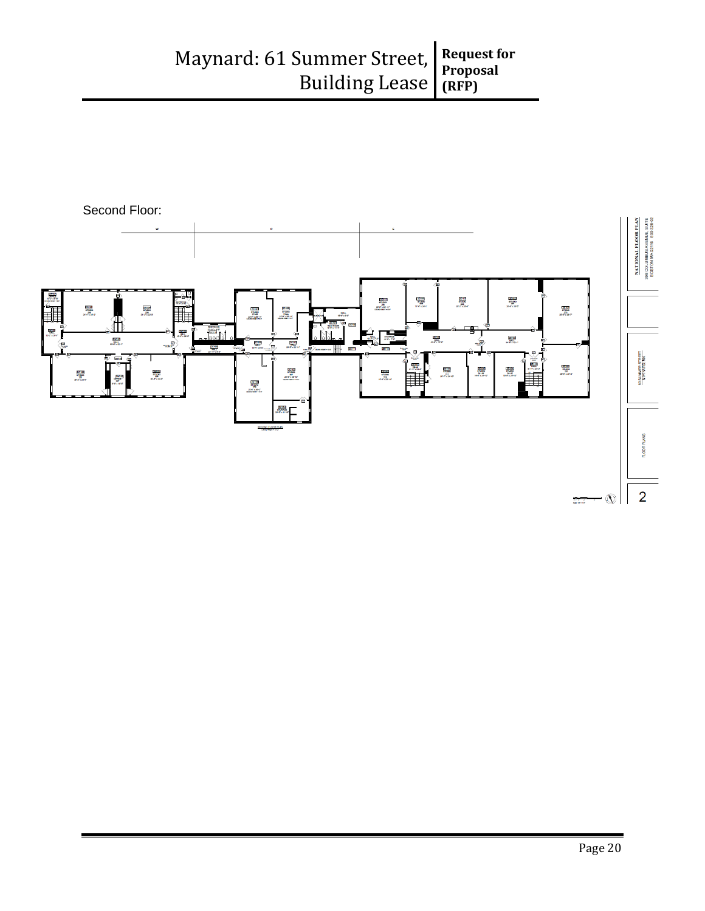Second Floor: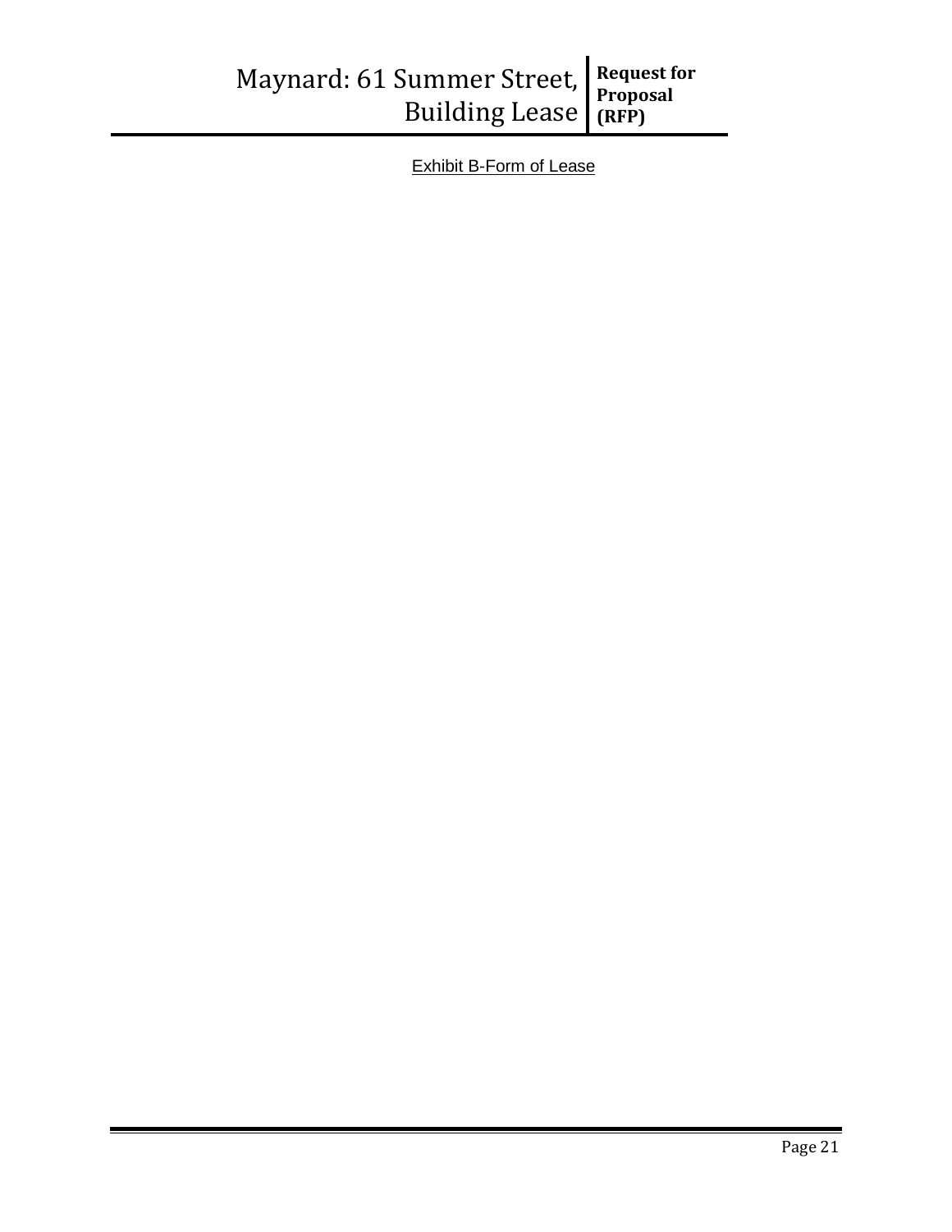Exhibit B-Form of Lease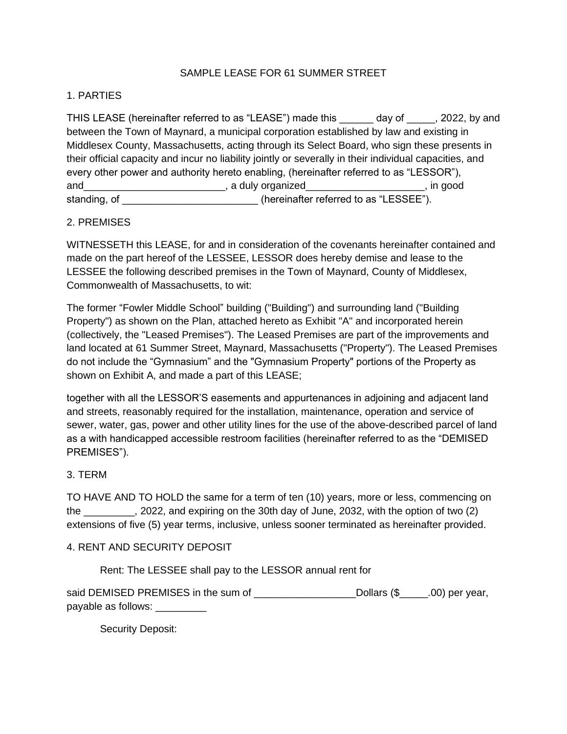SAMPLE LEASE FOR 61 SUMMER STREET

1. PARTIES

THIS LEASE (hereinafter referred to as "LEASE") made this ______ day of _____, 2022, by and between the Town of Maynard, a municipal corporation established by law and existing in Middlesex County, Massachusetts, acting through its Select Board, who sign these presents in their official capacity and incur no liability jointly or severally in their individual capacities, and every other power and authority hereto enabling, (hereinafter referred to as "LESSOR"), and_________________________, a duly organized_____________________, in good standing, of ________________________ (hereinafter referred to as "LESSEE").

2. PREMISES

WITNESSETH this LEASE, for and in consideration of the covenants hereinafter contained and made on the part hereof of the LESSEE, LESSOR does hereby demise and lease to the LESSEE the following described premises in the Town of Maynard, County of Middlesex, Commonwealth of Massachusetts, to wit:

The former "Fowler Middle School" building ("Building") and surrounding land ("Building Property") as shown on the Plan, attached hereto as Exhibit "A" and incorporated herein (collectively, the "Leased Premises"). The Leased Premises are part of the improvements and land located at 61 Summer Street, Maynard, Massachusetts ("Property"). The Leased Premises do not include the "Gymnasium" and the "Gymnasium Property" portions of the Property as shown on Exhibit A, and made a part of this LEASE;

together with all the LESSOR'S easements and appurtenances in adjoining and adjacent land and streets, reasonably required for the installation, maintenance, operation and service of sewer, water, gas, power and other utility lines for the use of the above-described parcel of land as a with handicapped accessible restroom facilities (hereinafter referred to as the "DEMISED PREMISES").

3. TERM

TO HAVE AND TO HOLD the same for a term of ten (10) years, more or less, commencing on the _________, 2022, and expiring on the 30th day of June, 2032, with the option of two (2) extensions of five (5) year terms, inclusive, unless sooner terminated as hereinafter provided.

4. RENT AND SECURITY DEPOSIT

Rent: The LESSEE shall pay to the LESSOR annual rent for

said DEMISED PREMISES in the sum of __________________Dollars ($_____.00) per year, payable as follows: _________

Security Deposit: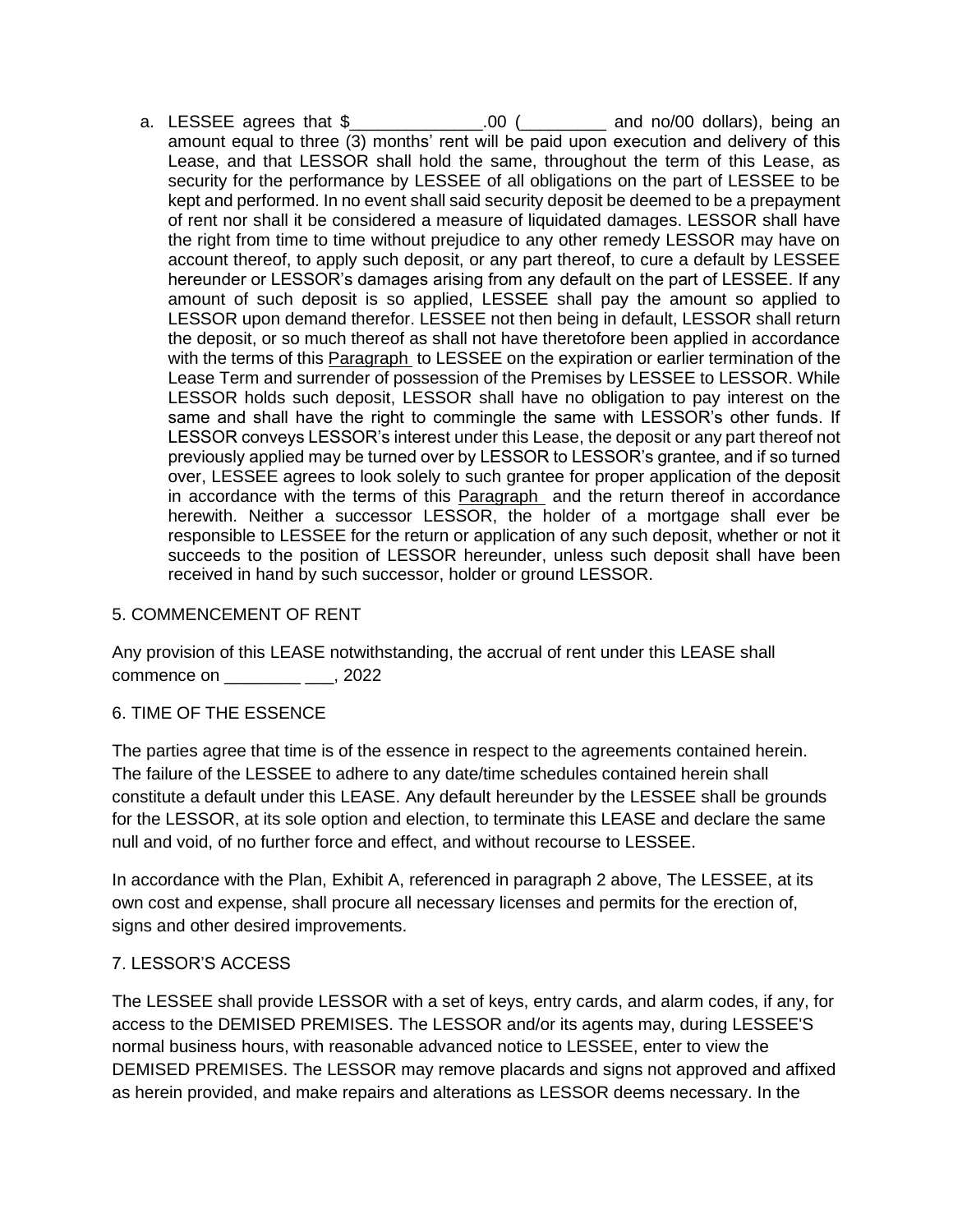a. LESSEE agrees that $______________.00 (_________ and no/00 dollars), being an amount equal to three (3) months' rent will be paid upon execution and delivery of this Lease, and that LESSOR shall hold the same, throughout the term of this Lease, as security for the performance by LESSEE of all obligations on the part of LESSEE to be kept and performed. In no event shall said security deposit be deemed to be a prepayment of rent nor shall it be considered a measure of liquidated damages. LESSOR shall have the right from time to time without prejudice to any other remedy LESSOR may have on account thereof, to apply such deposit, or any part thereof, to cure a default by LESSEE hereunder or LESSOR's damages arising from any default on the part of LESSEE. If any amount of such deposit is so applied, LESSEE shall pay the amount so applied to LESSOR upon demand therefor. LESSEE not then being in default, LESSOR shall return the deposit, or so much thereof as shall not have theretofore been applied in accordance with the terms of this Paragraph to LESSEE on the expiration or earlier termination of the Lease Term and surrender of possession of the Premises by LESSEE to LESSOR. While LESSOR holds such deposit, LESSOR shall have no obligation to pay interest on the same and shall have the right to commingle the same with LESSOR's other funds. If LESSOR conveys LESSOR's interest under this Lease, the deposit or any part thereof not previously applied may be turned over by LESSOR to LESSOR's grantee, and if so turned over, LESSEE agrees to look solely to such grantee for proper application of the deposit in accordance with the terms of this Paragraph and the return thereof in accordance herewith. Neither a successor LESSOR, the holder of a mortgage shall ever be responsible to LESSEE for the return or application of any such deposit, whether or not it succeeds to the position of LESSOR hereunder, unless such deposit shall have been received in hand by such successor, holder or ground LESSOR.

5. COMMENCEMENT OF RENT

Any provision of this LEASE notwithstanding, the accrual of rent under this LEASE shall commence on ________ ___, 2022

6. TIME OF THE ESSENCE

The parties agree that time is of the essence in respect to the agreements contained herein. The failure of the LESSEE to adhere to any date/time schedules contained herein shall constitute a default under this LEASE. Any default hereunder by the LESSEE shall be grounds for the LESSOR, at its sole option and election, to terminate this LEASE and declare the same null and void, of no further force and effect, and without recourse to LESSEE.

In accordance with the Plan, Exhibit A, referenced in paragraph 2 above, The LESSEE, at its own cost and expense, shall procure all necessary licenses and permits for the erection of, signs and other desired improvements.

7. LESSOR'S ACCESS

The LESSEE shall provide LESSOR with a set of keys, entry cards, and alarm codes, if any, for access to the DEMISED PREMISES. The LESSOR and/or its agents may, during LESSEE'S normal business hours, with reasonable advanced notice to LESSEE, enter to view the DEMISED PREMISES. The LESSOR may remove placards and signs not approved and affixed as herein provided, and make repairs and alterations as LESSOR deems necessary. In the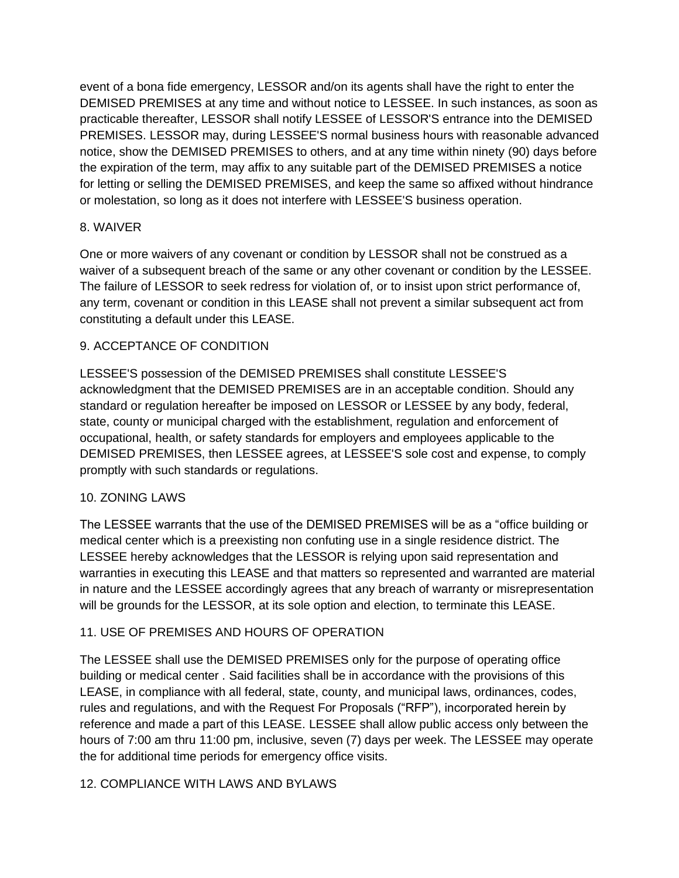event of a bona fide emergency, LESSOR and/on its agents shall have the right to enter the DEMISED PREMISES at any time and without notice to LESSEE. In such instances, as soon as practicable thereafter, LESSOR shall notify LESSEE of LESSOR'S entrance into the DEMISED PREMISES. LESSOR may, during LESSEE'S normal business hours with reasonable advanced notice, show the DEMISED PREMISES to others, and at any time within ninety (90) days before the expiration of the term, may affix to any suitable part of the DEMISED PREMISES a notice for letting or selling the DEMISED PREMISES, and keep the same so affixed without hindrance or molestation, so long as it does not interfere with LESSEE'S business operation.

8. WAIVER

One or more waivers of any covenant or condition by LESSOR shall not be construed as a waiver of a subsequent breach of the same or any other covenant or condition by the LESSEE. The failure of LESSOR to seek redress for violation of, or to insist upon strict performance of, any term, covenant or condition in this LEASE shall not prevent a similar subsequent act from constituting a default under this LEASE.

9. ACCEPTANCE OF CONDITION

LESSEE'S possession of the DEMISED PREMISES shall constitute LESSEE'S acknowledgment that the DEMISED PREMISES are in an acceptable condition. Should any standard or regulation hereafter be imposed on LESSOR or LESSEE by any body, federal, state, county or municipal charged with the establishment, regulation and enforcement of occupational, health, or safety standards for employers and employees applicable to the DEMISED PREMISES, then LESSEE agrees, at LESSEE'S sole cost and expense, to comply promptly with such standards or regulations.

10. ZONING LAWS

The LESSEE warrants that the use of the DEMISED PREMISES will be as a "office building or medical center which is a preexisting non confuting use in a single residence district. The LESSEE hereby acknowledges that the LESSOR is relying upon said representation and warranties in executing this LEASE and that matters so represented and warranted are material in nature and the LESSEE accordingly agrees that any breach of warranty or misrepresentation will be grounds for the LESSOR, at its sole option and election, to terminate this LEASE.

11. USE OF PREMISES AND HOURS OF OPERATION

The LESSEE shall use the DEMISED PREMISES only for the purpose of operating office building or medical center . Said facilities shall be in accordance with the provisions of this LEASE, in compliance with all federal, state, county, and municipal laws, ordinances, codes, rules and regulations, and with the Request For Proposals ("RFP"), incorporated herein by reference and made a part of this LEASE. LESSEE shall allow public access only between the hours of 7:00 am thru 11:00 pm, inclusive, seven (7) days per week. The LESSEE may operate the for additional time periods for emergency office visits.

12. COMPLIANCE WITH LAWS AND BYLAWS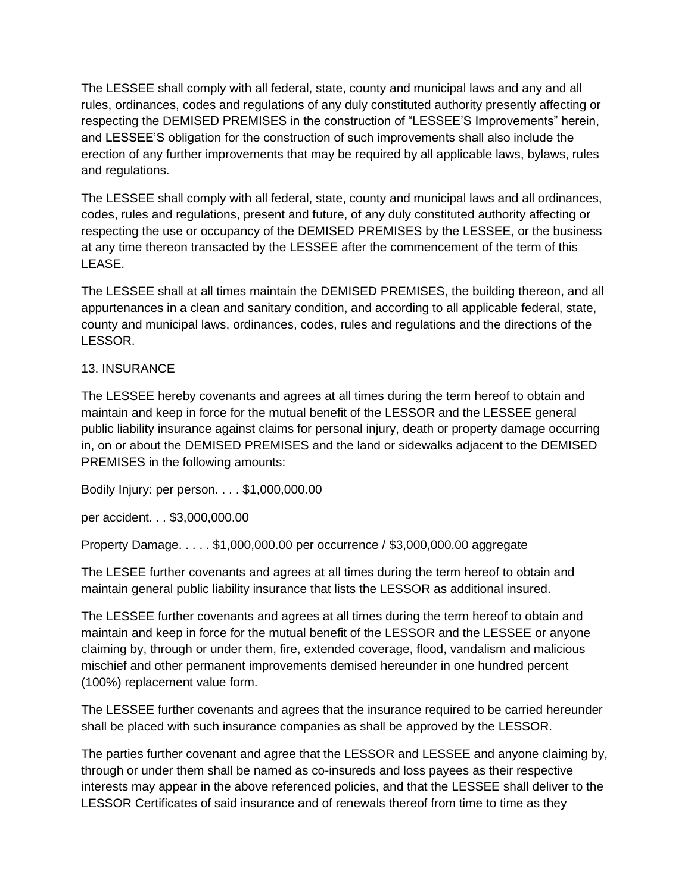The LESSEE shall comply with all federal, state, county and municipal laws and any and all rules, ordinances, codes and regulations of any duly constituted authority presently affecting or respecting the DEMISED PREMISES in the construction of "LESSEE'S Improvements" herein, and LESSEE'S obligation for the construction of such improvements shall also include the erection of any further improvements that may be required by all applicable laws, bylaws, rules and regulations.

The LESSEE shall comply with all federal, state, county and municipal laws and all ordinances, codes, rules and regulations, present and future, of any duly constituted authority affecting or respecting the use or occupancy of the DEMISED PREMISES by the LESSEE, or the business at any time thereon transacted by the LESSEE after the commencement of the term of this LEASE.

The LESSEE shall at all times maintain the DEMISED PREMISES, the building thereon, and all appurtenances in a clean and sanitary condition, and according to all applicable federal, state, county and municipal laws, ordinances, codes, rules and regulations and the directions of the LESSOR.

13. INSURANCE

The LESSEE hereby covenants and agrees at all times during the term hereof to obtain and maintain and keep in force for the mutual benefit of the LESSOR and the LESSEE general public liability insurance against claims for personal injury, death or property damage occurring in, on or about the DEMISED PREMISES and the land or sidewalks adjacent to the DEMISED PREMISES in the following amounts:

Bodily Injury: per person. . . . $1,000,000.00

per accident. . . $3,000,000.00

Property Damage. . . . . $1,000,000.00 per occurrence / $3,000,000.00 aggregate

The LESEE further covenants and agrees at all times during the term hereof to obtain and maintain general public liability insurance that lists the LESSOR as additional insured.

The LESSEE further covenants and agrees at all times during the term hereof to obtain and maintain and keep in force for the mutual benefit of the LESSOR and the LESSEE or anyone claiming by, through or under them, fire, extended coverage, flood, vandalism and malicious mischief and other permanent improvements demised hereunder in one hundred percent (100%) replacement value form.

The LESSEE further covenants and agrees that the insurance required to be carried hereunder shall be placed with such insurance companies as shall be approved by the LESSOR.

The parties further covenant and agree that the LESSOR and LESSEE and anyone claiming by, through or under them shall be named as co-insureds and loss payees as their respective interests may appear in the above referenced policies, and that the LESSEE shall deliver to the LESSOR Certificates of said insurance and of renewals thereof from time to time as they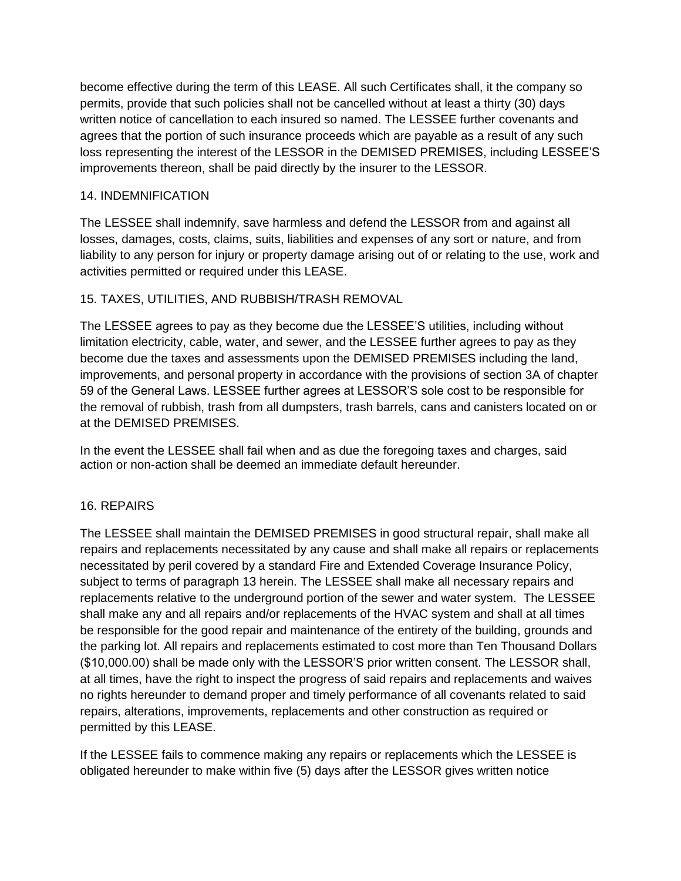become effective during the term of this LEASE. All such Certificates shall, it the company so permits, provide that such policies shall not be cancelled without at least a thirty (30) days written notice of cancellation to each insured so named. The LESSEE further covenants and agrees that the portion of such insurance proceeds which are payable as a result of any such loss representing the interest of the LESSOR in the DEMISED PREMISES, including LESSEE'S improvements thereon, shall be paid directly by the insurer to the LESSOR.

14. INDEMNIFICATION

The LESSEE shall indemnify, save harmless and defend the LESSOR from and against all losses, damages, costs, claims, suits, liabilities and expenses of any sort or nature, and from liability to any person for injury or property damage arising out of or relating to the use, work and activities permitted or required under this LEASE.

15. TAXES, UTILITIES, AND RUBBISH/TRASH REMOVAL

The LESSEE agrees to pay as they become due the LESSEE'S utilities, including without limitation electricity, cable, water, and sewer, and the LESSEE further agrees to pay as they become due the taxes and assessments upon the DEMISED PREMISES including the land, improvements, and personal property in accordance with the provisions of section 3A of chapter 59 of the General Laws. LESSEE further agrees at LESSOR'S sole cost to be responsible for the removal of rubbish, trash from all dumpsters, trash barrels, cans and canisters located on or at the DEMISED PREMISES.

In the event the LESSEE shall fail when and as due the foregoing taxes and charges, said action or non-action shall be deemed an immediate default hereunder.

16. REPAIRS

The LESSEE shall maintain the DEMISED PREMISES in good structural repair, shall make all repairs and replacements necessitated by any cause and shall make all repairs or replacements necessitated by peril covered by a standard Fire and Extended Coverage Insurance Policy, subject to terms of paragraph 13 herein. The LESSEE shall make all necessary repairs and replacements relative to the underground portion of the sewer and water system. The LESSEE shall make any and all repairs and/or replacements of the HVAC system and shall at all times be responsible for the good repair and maintenance of the entirety of the building, grounds and the parking lot. All repairs and replacements estimated to cost more than Ten Thousand Dollars ($10,000.00) shall be made only with the LESSOR'S prior written consent. The LESSOR shall, at all times, have the right to inspect the progress of said repairs and replacements and waives no rights hereunder to demand proper and timely performance of all covenants related to said repairs, alterations, improvements, replacements and other construction as required or permitted by this LEASE.

If the LESSEE fails to commence making any repairs or replacements which the LESSEE is obligated hereunder to make within five (5) days after the LESSOR gives written notice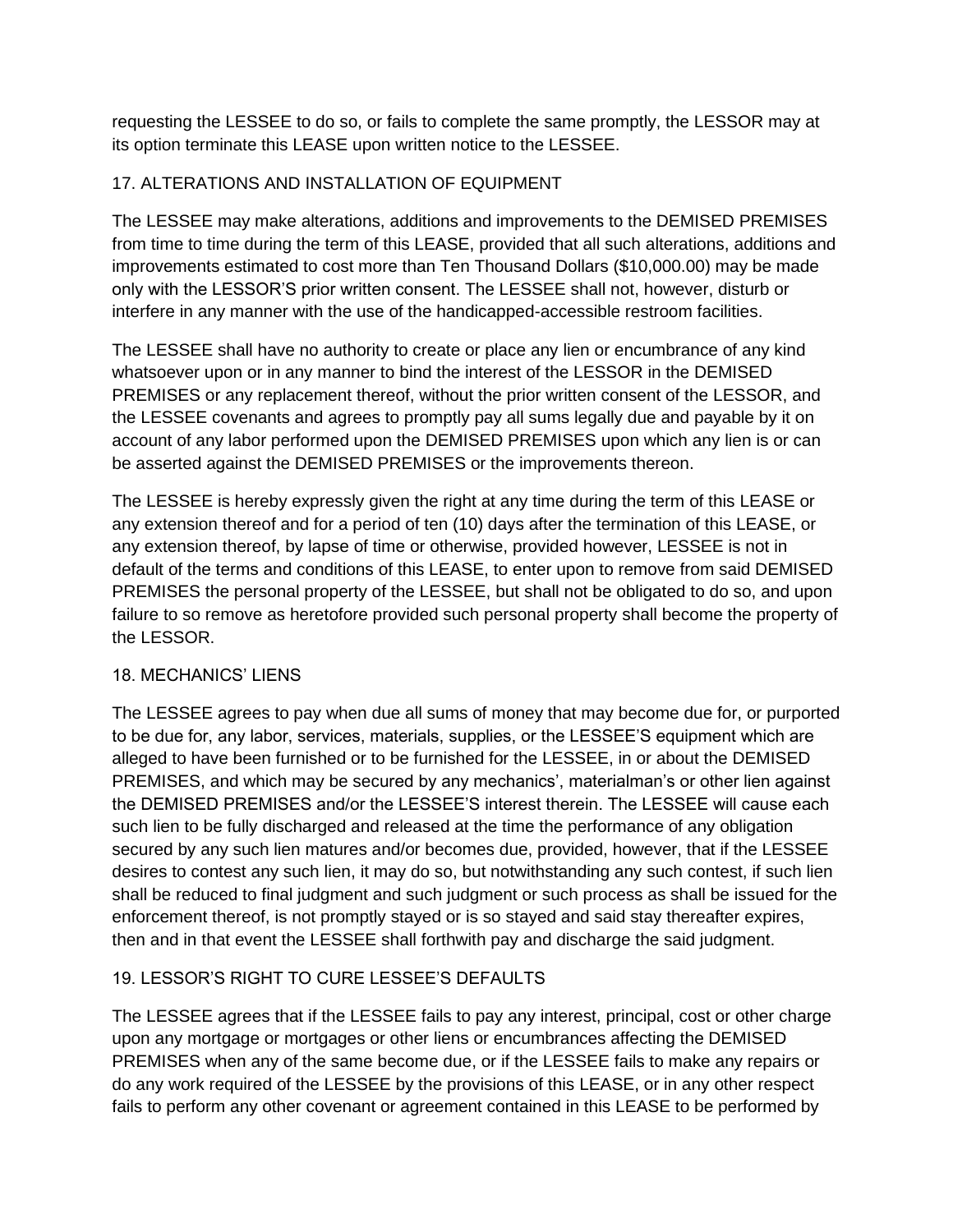requesting the LESSEE to do so, or fails to complete the same promptly, the LESSOR may at its option terminate this LEASE upon written notice to the LESSEE.

## 17. ALTERATIONS AND INSTALLATION OF EQUIPMENT

The LESSEE may make alterations, additions and improvements to the DEMISED PREMISES from time to time during the term of this LEASE, provided that all such alterations, additions and improvements estimated to cost more than Ten Thousand Dollars ($10,000.00) may be made only with the LESSOR'S prior written consent. The LESSEE shall not, however, disturb or interfere in any manner with the use of the handicapped-accessible restroom facilities.

The LESSEE shall have no authority to create or place any lien or encumbrance of any kind whatsoever upon or in any manner to bind the interest of the LESSOR in the DEMISED PREMISES or any replacement thereof, without the prior written consent of the LESSOR, and the LESSEE covenants and agrees to promptly pay all sums legally due and payable by it on account of any labor performed upon the DEMISED PREMISES upon which any lien is or can be asserted against the DEMISED PREMISES or the improvements thereon.

The LESSEE is hereby expressly given the right at any time during the term of this LEASE or any extension thereof and for a period of ten (10) days after the termination of this LEASE, or any extension thereof, by lapse of time or otherwise, provided however, LESSEE is not in default of the terms and conditions of this LEASE, to enter upon to remove from said DEMISED PREMISES the personal property of the LESSEE, but shall not be obligated to do so, and upon failure to so remove as heretofore provided such personal property shall become the property of the LESSOR.

## 18. MECHANICS' LIENS

The LESSEE agrees to pay when due all sums of money that may become due for, or purported to be due for, any labor, services, materials, supplies, or the LESSEE'S equipment which are alleged to have been furnished or to be furnished for the LESSEE, in or about the DEMISED PREMISES, and which may be secured by any mechanics', materialman's or other lien against the DEMISED PREMISES and/or the LESSEE'S interest therein. The LESSEE will cause each such lien to be fully discharged and released at the time the performance of any obligation secured by any such lien matures and/or becomes due, provided, however, that if the LESSEE desires to contest any such lien, it may do so, but notwithstanding any such contest, if such lien shall be reduced to final judgment and such judgment or such process as shall be issued for the enforcement thereof, is not promptly stayed or is so stayed and said stay thereafter expires, then and in that event the LESSEE shall forthwith pay and discharge the said judgment.

## 19. LESSOR'S RIGHT TO CURE LESSEE'S DEFAULTS

The LESSEE agrees that if the LESSEE fails to pay any interest, principal, cost or other charge upon any mortgage or mortgages or other liens or encumbrances affecting the DEMISED PREMISES when any of the same become due, or if the LESSEE fails to make any repairs or do any work required of the LESSEE by the provisions of this LEASE, or in any other respect fails to perform any other covenant or agreement contained in this LEASE to be performed by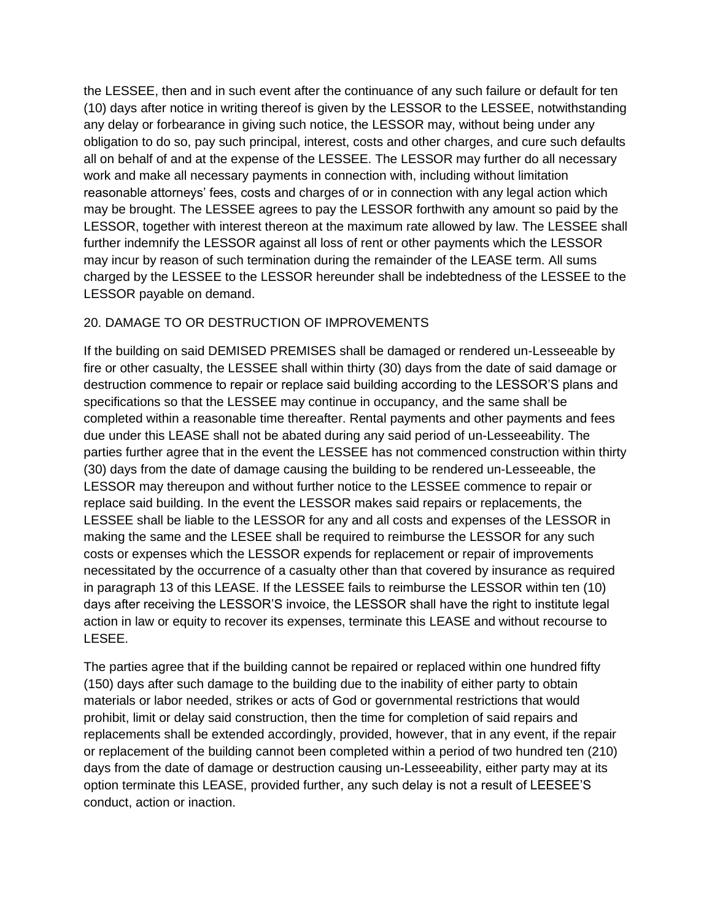the LESSEE, then and in such event after the continuance of any such failure or default for ten (10) days after notice in writing thereof is given by the LESSOR to the LESSEE, notwithstanding any delay or forbearance in giving such notice, the LESSOR may, without being under any obligation to do so, pay such principal, interest, costs and other charges, and cure such defaults all on behalf of and at the expense of the LESSEE. The LESSOR may further do all necessary work and make all necessary payments in connection with, including without limitation reasonable attorneys' fees, costs and charges of or in connection with any legal action which may be brought. The LESSEE agrees to pay the LESSOR forthwith any amount so paid by the LESSOR, together with interest thereon at the maximum rate allowed by law. The LESSEE shall further indemnify the LESSOR against all loss of rent or other payments which the LESSOR may incur by reason of such termination during the remainder of the LEASE term. All sums charged by the LESSEE to the LESSOR hereunder shall be indebtedness of the LESSEE to the LESSOR payable on demand.

20. DAMAGE TO OR DESTRUCTION OF IMPROVEMENTS

If the building on said DEMISED PREMISES shall be damaged or rendered un-Lesseeable by fire or other casualty, the LESSEE shall within thirty (30) days from the date of said damage or destruction commence to repair or replace said building according to the LESSOR'S plans and specifications so that the LESSEE may continue in occupancy, and the same shall be completed within a reasonable time thereafter. Rental payments and other payments and fees due under this LEASE shall not be abated during any said period of un-Lesseeability. The parties further agree that in the event the LESSEE has not commenced construction within thirty (30) days from the date of damage causing the building to be rendered un-Lesseeable, the LESSOR may thereupon and without further notice to the LESSEE commence to repair or replace said building. In the event the LESSOR makes said repairs or replacements, the LESSEE shall be liable to the LESSOR for any and all costs and expenses of the LESSOR in making the same and the LESEE shall be required to reimburse the LESSOR for any such costs or expenses which the LESSOR expends for replacement or repair of improvements necessitated by the occurrence of a casualty other than that covered by insurance as required in paragraph 13 of this LEASE. If the LESSEE fails to reimburse the LESSOR within ten (10) days after receiving the LESSOR'S invoice, the LESSOR shall have the right to institute legal action in law or equity to recover its expenses, terminate this LEASE and without recourse to LESEE.

The parties agree that if the building cannot be repaired or replaced within one hundred fifty (150) days after such damage to the building due to the inability of either party to obtain materials or labor needed, strikes or acts of God or governmental restrictions that would prohibit, limit or delay said construction, then the time for completion of said repairs and replacements shall be extended accordingly, provided, however, that in any event, if the repair or replacement of the building cannot been completed within a period of two hundred ten (210) days from the date of damage or destruction causing un-Lesseeability, either party may at its option terminate this LEASE, provided further, any such delay is not a result of LEESEE'S conduct, action or inaction.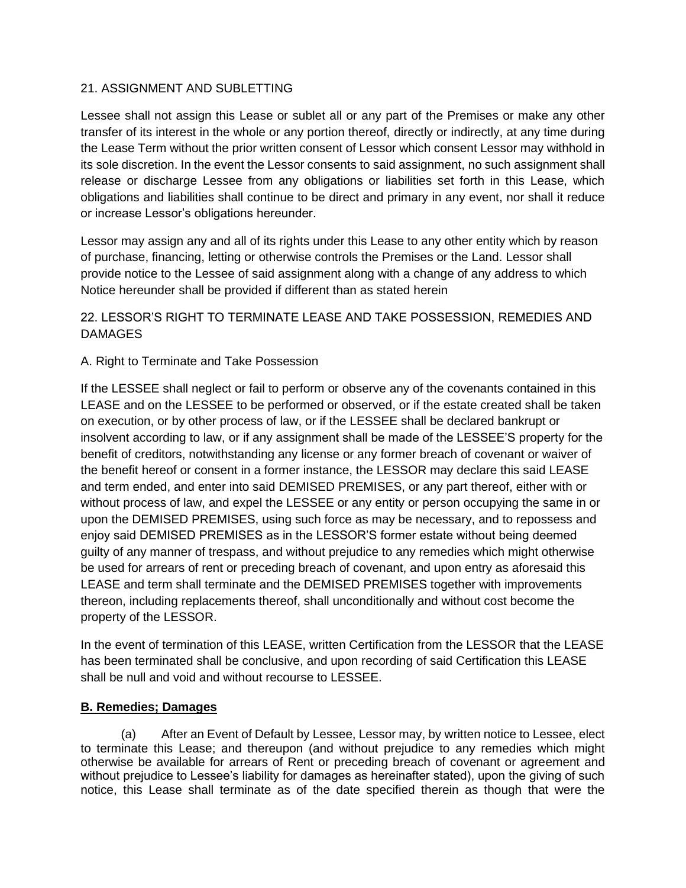21. ASSIGNMENT AND SUBLETTING

Lessee shall not assign this Lease or sublet all or any part of the Premises or make any other transfer of its interest in the whole or any portion thereof, directly or indirectly, at any time during the Lease Term without the prior written consent of Lessor which consent Lessor may withhold in its sole discretion. In the event the Lessor consents to said assignment, no such assignment shall release or discharge Lessee from any obligations or liabilities set forth in this Lease, which obligations and liabilities shall continue to be direct and primary in any event, nor shall it reduce or increase Lessor's obligations hereunder.

Lessor may assign any and all of its rights under this Lease to any other entity which by reason of purchase, financing, letting or otherwise controls the Premises or the Land. Lessor shall provide notice to the Lessee of said assignment along with a change of any address to which Notice hereunder shall be provided if different than as stated herein

22. LESSOR'S RIGHT TO TERMINATE LEASE AND TAKE POSSESSION, REMEDIES AND DAMAGES

A. Right to Terminate and Take Possession

If the LESSEE shall neglect or fail to perform or observe any of the covenants contained in this LEASE and on the LESSEE to be performed or observed, or if the estate created shall be taken on execution, or by other process of law, or if the LESSEE shall be declared bankrupt or insolvent according to law, or if any assignment shall be made of the LESSEE'S property for the benefit of creditors, notwithstanding any license or any former breach of covenant or waiver of the benefit hereof or consent in a former instance, the LESSOR may declare this said LEASE and term ended, and enter into said DEMISED PREMISES, or any part thereof, either with or without process of law, and expel the LESSEE or any entity or person occupying the same in or upon the DEMISED PREMISES, using such force as may be necessary, and to repossess and enjoy said DEMISED PREMISES as in the LESSOR'S former estate without being deemed guilty of any manner of trespass, and without prejudice to any remedies which might otherwise be used for arrears of rent or preceding breach of covenant, and upon entry as aforesaid this LEASE and term shall terminate and the DEMISED PREMISES together with improvements thereon, including replacements thereof, shall unconditionally and without cost become the property of the LESSOR.

In the event of termination of this LEASE, written Certification from the LESSOR that the LEASE has been terminated shall be conclusive, and upon recording of said Certification this LEASE shall be null and void and without recourse to LESSEE.

**B. Remedies; Damages**

(a) After an Event of Default by Lessee, Lessor may, by written notice to Lessee, elect to terminate this Lease; and thereupon (and without prejudice to any remedies which might otherwise be available for arrears of Rent or preceding breach of covenant or agreement and without prejudice to Lessee's liability for damages as hereinafter stated), upon the giving of such notice, this Lease shall terminate as of the date specified therein as though that were the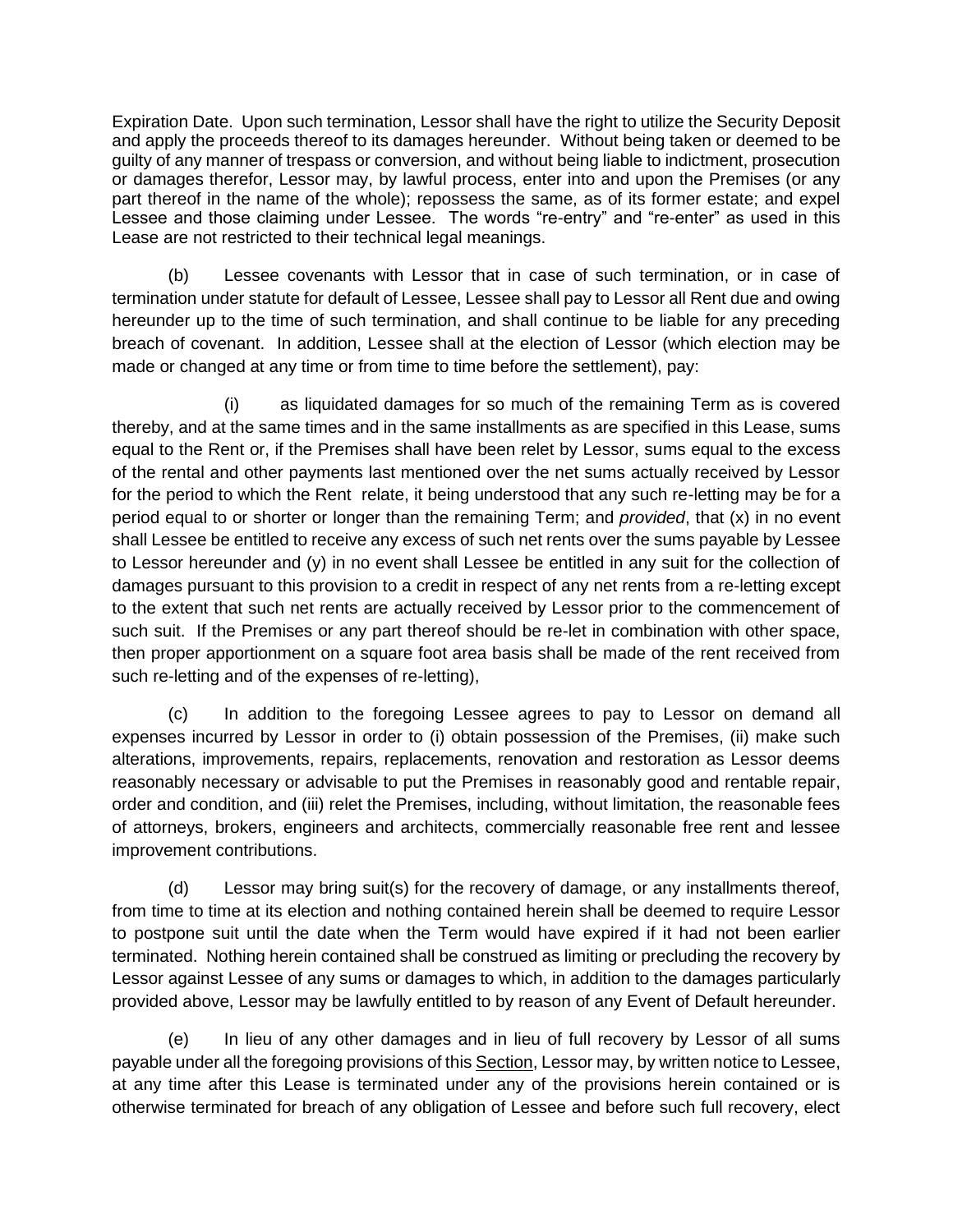Expiration Date. Upon such termination, Lessor shall have the right to utilize the Security Deposit and apply the proceeds thereof to its damages hereunder. Without being taken or deemed to be guilty of any manner of trespass or conversion, and without being liable to indictment, prosecution or damages therefor, Lessor may, by lawful process, enter into and upon the Premises (or any part thereof in the name of the whole); repossess the same, as of its former estate; and expel Lessee and those claiming under Lessee. The words "re-entry" and "re-enter" as used in this Lease are not restricted to their technical legal meanings.

(b) Lessee covenants with Lessor that in case of such termination, or in case of termination under statute for default of Lessee, Lessee shall pay to Lessor all Rent due and owing hereunder up to the time of such termination, and shall continue to be liable for any preceding breach of covenant. In addition, Lessee shall at the election of Lessor (which election may be made or changed at any time or from time to time before the settlement), pay:

(i) as liquidated damages for so much of the remaining Term as is covered thereby, and at the same times and in the same installments as are specified in this Lease, sums equal to the Rent or, if the Premises shall have been relet by Lessor, sums equal to the excess of the rental and other payments last mentioned over the net sums actually received by Lessor for the period to which the Rent relate, it being understood that any such re-letting may be for a period equal to or shorter or longer than the remaining Term; and *provided*, that (x) in no event shall Lessee be entitled to receive any excess of such net rents over the sums payable by Lessee to Lessor hereunder and (y) in no event shall Lessee be entitled in any suit for the collection of damages pursuant to this provision to a credit in respect of any net rents from a re-letting except to the extent that such net rents are actually received by Lessor prior to the commencement of such suit. If the Premises or any part thereof should be re-let in combination with other space, then proper apportionment on a square foot area basis shall be made of the rent received from such re-letting and of the expenses of re-letting),

(c) In addition to the foregoing Lessee agrees to pay to Lessor on demand all expenses incurred by Lessor in order to (i) obtain possession of the Premises, (ii) make such alterations, improvements, repairs, replacements, renovation and restoration as Lessor deems reasonably necessary or advisable to put the Premises in reasonably good and rentable repair, order and condition, and (iii) relet the Premises, including, without limitation, the reasonable fees of attorneys, brokers, engineers and architects, commercially reasonable free rent and lessee improvement contributions.

(d) Lessor may bring suit(s) for the recovery of damage, or any installments thereof, from time to time at its election and nothing contained herein shall be deemed to require Lessor to postpone suit until the date when the Term would have expired if it had not been earlier terminated. Nothing herein contained shall be construed as limiting or precluding the recovery by Lessor against Lessee of any sums or damages to which, in addition to the damages particularly provided above, Lessor may be lawfully entitled to by reason of any Event of Default hereunder.

(e) In lieu of any other damages and in lieu of full recovery by Lessor of all sums payable under all the foregoing provisions of this Section, Lessor may, by written notice to Lessee, at any time after this Lease is terminated under any of the provisions herein contained or is otherwise terminated for breach of any obligation of Lessee and before such full recovery, elect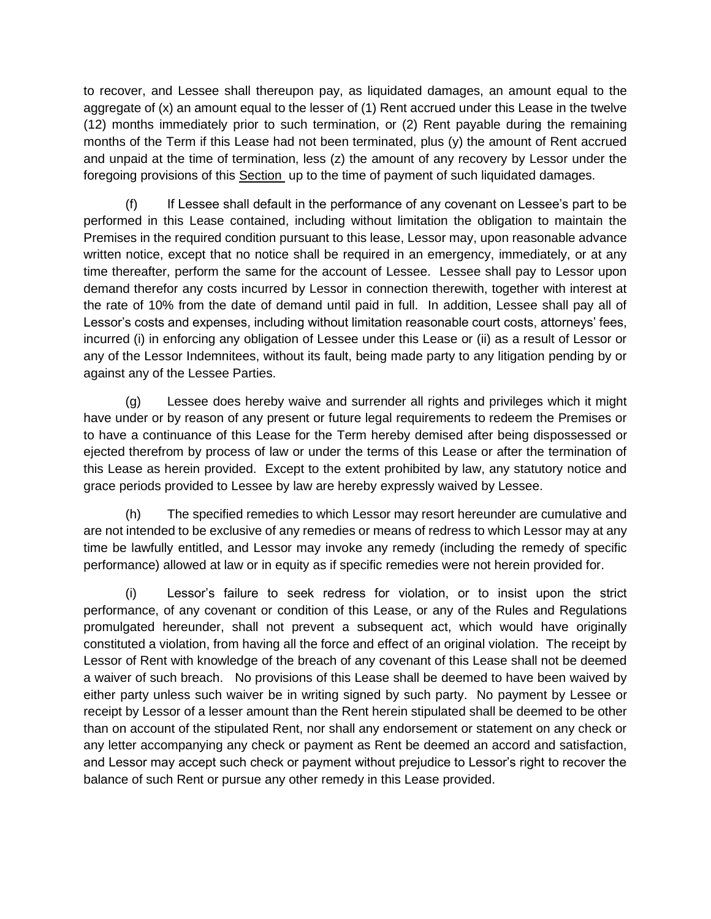to recover, and Lessee shall thereupon pay, as liquidated damages, an amount equal to the aggregate of (x) an amount equal to the lesser of (1) Rent accrued under this Lease in the twelve (12) months immediately prior to such termination, or (2) Rent payable during the remaining months of the Term if this Lease had not been terminated, plus (y) the amount of Rent accrued and unpaid at the time of termination, less (z) the amount of any recovery by Lessor under the foregoing provisions of this Section up to the time of payment of such liquidated damages.

(f) If Lessee shall default in the performance of any covenant on Lessee's part to be performed in this Lease contained, including without limitation the obligation to maintain the Premises in the required condition pursuant to this lease, Lessor may, upon reasonable advance written notice, except that no notice shall be required in an emergency, immediately, or at any time thereafter, perform the same for the account of Lessee. Lessee shall pay to Lessor upon demand therefor any costs incurred by Lessor in connection therewith, together with interest at the rate of 10% from the date of demand until paid in full. In addition, Lessee shall pay all of Lessor's costs and expenses, including without limitation reasonable court costs, attorneys' fees, incurred (i) in enforcing any obligation of Lessee under this Lease or (ii) as a result of Lessor or any of the Lessor Indemnitees, without its fault, being made party to any litigation pending by or against any of the Lessee Parties.

(g) Lessee does hereby waive and surrender all rights and privileges which it might have under or by reason of any present or future legal requirements to redeem the Premises or to have a continuance of this Lease for the Term hereby demised after being dispossessed or ejected therefrom by process of law or under the terms of this Lease or after the termination of this Lease as herein provided. Except to the extent prohibited by law, any statutory notice and grace periods provided to Lessee by law are hereby expressly waived by Lessee.

(h) The specified remedies to which Lessor may resort hereunder are cumulative and are not intended to be exclusive of any remedies or means of redress to which Lessor may at any time be lawfully entitled, and Lessor may invoke any remedy (including the remedy of specific performance) allowed at law or in equity as if specific remedies were not herein provided for.

(i) Lessor's failure to seek redress for violation, or to insist upon the strict performance, of any covenant or condition of this Lease, or any of the Rules and Regulations promulgated hereunder, shall not prevent a subsequent act, which would have originally constituted a violation, from having all the force and effect of an original violation. The receipt by Lessor of Rent with knowledge of the breach of any covenant of this Lease shall not be deemed a waiver of such breach. No provisions of this Lease shall be deemed to have been waived by either party unless such waiver be in writing signed by such party. No payment by Lessee or receipt by Lessor of a lesser amount than the Rent herein stipulated shall be deemed to be other than on account of the stipulated Rent, nor shall any endorsement or statement on any check or any letter accompanying any check or payment as Rent be deemed an accord and satisfaction, and Lessor may accept such check or payment without prejudice to Lessor's right to recover the balance of such Rent or pursue any other remedy in this Lease provided.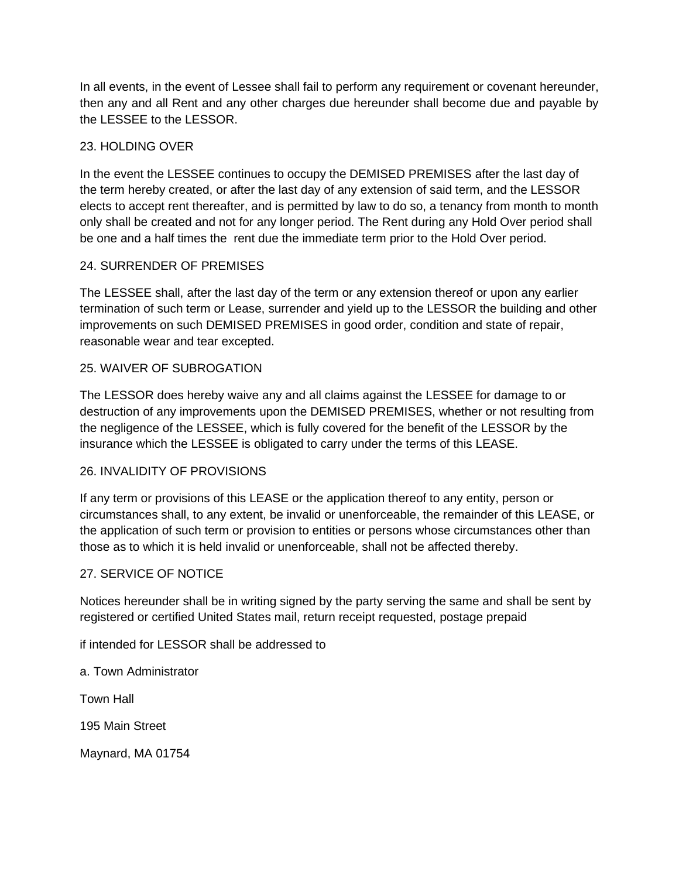In all events, in the event of Lessee shall fail to perform any requirement or covenant hereunder, then any and all Rent and any other charges due hereunder shall become due and payable by the LESSEE to the LESSOR.

## 23. HOLDING OVER

In the event the LESSEE continues to occupy the DEMISED PREMISES after the last day of the term hereby created, or after the last day of any extension of said term, and the LESSOR elects to accept rent thereafter, and is permitted by law to do so, a tenancy from month to month only shall be created and not for any longer period. The Rent during any Hold Over period shall be one and a half times the rent due the immediate term prior to the Hold Over period.

## 24. SURRENDER OF PREMISES

The LESSEE shall, after the last day of the term or any extension thereof or upon any earlier termination of such term or Lease, surrender and yield up to the LESSOR the building and other improvements on such DEMISED PREMISES in good order, condition and state of repair, reasonable wear and tear excepted.

## 25. WAIVER OF SUBROGATION

The LESSOR does hereby waive any and all claims against the LESSEE for damage to or destruction of any improvements upon the DEMISED PREMISES, whether or not resulting from the negligence of the LESSEE, which is fully covered for the benefit of the LESSOR by the insurance which the LESSEE is obligated to carry under the terms of this LEASE.

## 26. INVALIDITY OF PROVISIONS

If any term or provisions of this LEASE or the application thereof to any entity, person or circumstances shall, to any extent, be invalid or unenforceable, the remainder of this LEASE, or the application of such term or provision to entities or persons whose circumstances other than those as to which it is held invalid or unenforceable, shall not be affected thereby.

## 27. SERVICE OF NOTICE

Notices hereunder shall be in writing signed by the party serving the same and shall be sent by registered or certified United States mail, return receipt requested, postage prepaid

if intended for LESSOR shall be addressed to

a. Town Administrator

Town Hall

195 Main Street

Maynard, MA 01754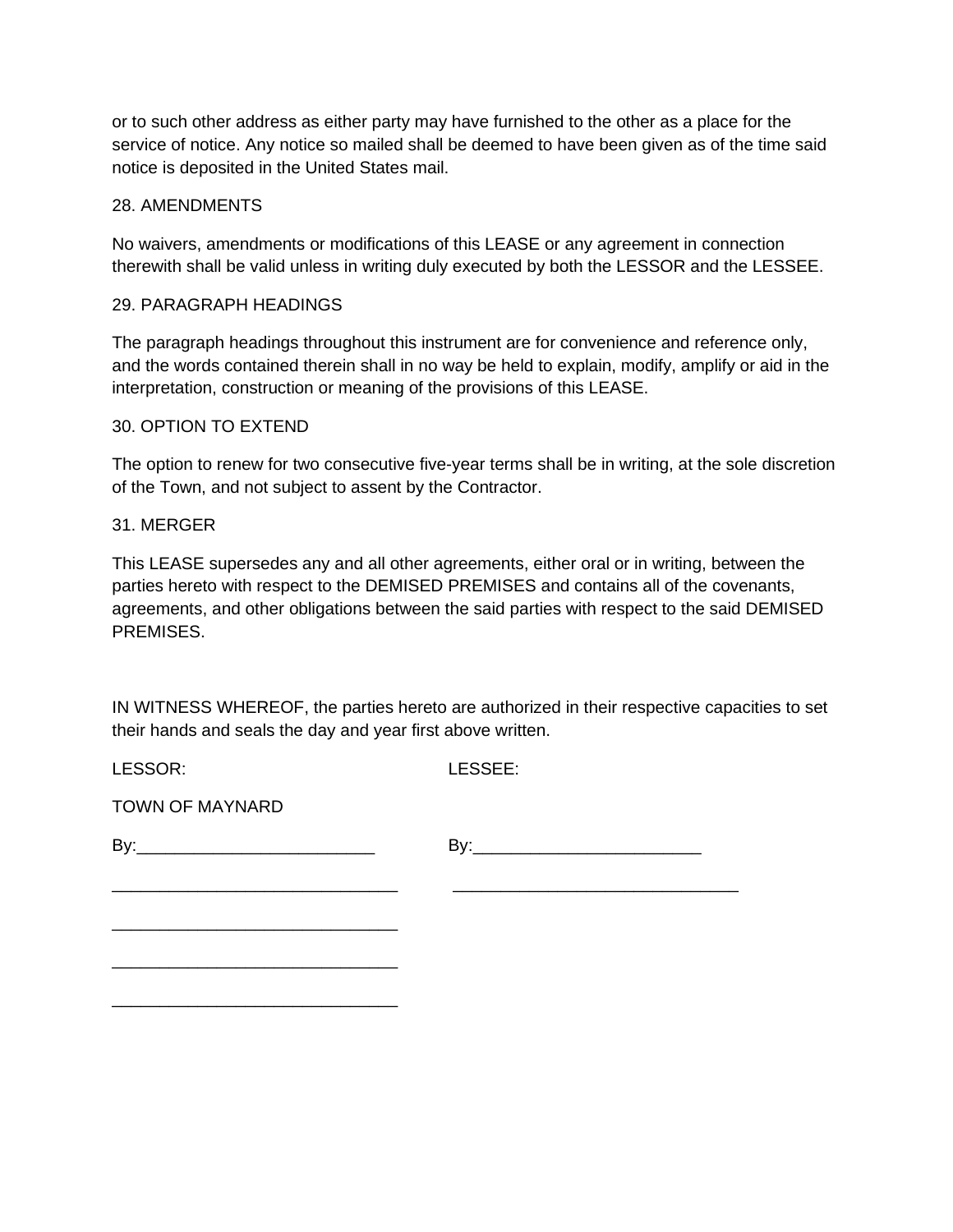or to such other address as either party may have furnished to the other as a place for the service of notice. Any notice so mailed shall be deemed to have been given as of the time said notice is deposited in the United States mail.

28. AMENDMENTS

No waivers, amendments or modifications of this LEASE or any agreement in connection therewith shall be valid unless in writing duly executed by both the LESSOR and the LESSEE.

29. PARAGRAPH HEADINGS

The paragraph headings throughout this instrument are for convenience and reference only, and the words contained therein shall in no way be held to explain, modify, amplify or aid in the interpretation, construction or meaning of the provisions of this LEASE.

30. OPTION TO EXTEND

The option to renew for two consecutive five-year terms shall be in writing, at the sole discretion of the Town, and not subject to assent by the Contractor.

31. MERGER

This LEASE supersedes any and all other agreements, either oral or in writing, between the parties hereto with respect to the DEMISED PREMISES and contains all of the covenants, agreements, and other obligations between the said parties with respect to the said DEMISED PREMISES.

IN WITNESS WHEREOF, the parties hereto are authorized in their respective capacities to set their hands and seals the day and year first above written.

LESSOR:

TOWN OF MAYNARD

By:_________________________

______________________________

______________________________

______________________________

______________________________

LESSEE:

By:________________________

______________________________